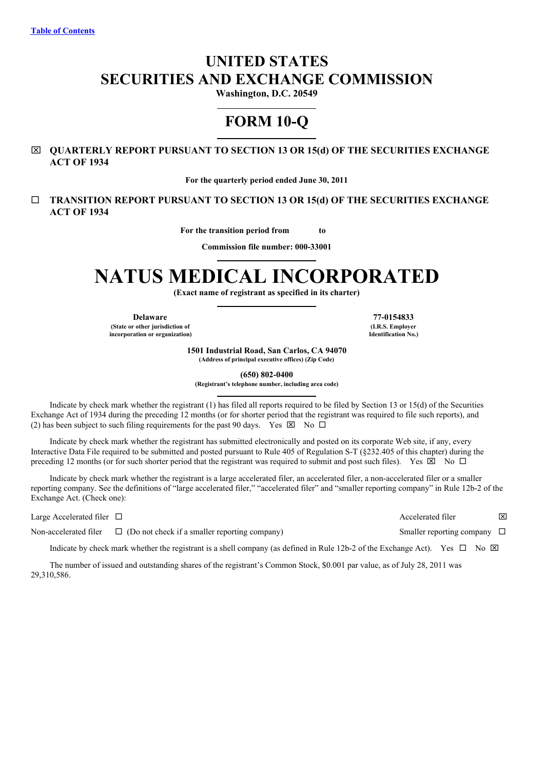[Table of Contents](#)

# UNITED STATES
# SECURITIES AND EXCHANGE COMMISSION

**Washington, D.C. 20549**

## FORM 10-Q

☒ **QUARTERLY REPORT PURSUANT TO SECTION 13 OR 15(d) OF THE SECURITIES EXCHANGE ACT OF 1934**

**For the quarterly period ended June 30, 2011**

☐ **TRANSITION REPORT PURSUANT TO SECTION 13 OR 15(d) OF THE SECURITIES EXCHANGE ACT OF 1934**

**For the transition period from to**

**Commission file number: 000-33001**

# NATUS MEDICAL INCORPORATED

**(Exact name of registrant as specified in its charter)**

| | |
|---|---|
| **Delaware** | **77-0154833** |
| **(State or other jurisdiction of incorporation or organization)** | **(I.R.S. Employer Identification No.)** |

**1501 Industrial Road, San Carlos, CA 94070**
**(Address of principal executive offices) (Zip Code)**

**(650) 802-0400**
**(Registrant's telephone number, including area code)**

Indicate by check mark whether the registrant (1) has filed all reports required to be filed by Section 13 or 15(d) of the Securities Exchange Act of 1934 during the preceding 12 months (or for shorter period that the registrant was required to file such reports), and (2) has been subject to such filing requirements for the past 90 days. Yes ☒ No ☐

Indicate by check mark whether the registrant has submitted electronically and posted on its corporate Web site, if any, every Interactive Data File required to be submitted and posted pursuant to Rule 405 of Regulation S-T (§232.405 of this chapter) during the preceding 12 months (or for such shorter period that the registrant was required to submit and post such files). Yes ☒ No ☐

Indicate by check mark whether the registrant is a large accelerated filer, an accelerated filer, a non-accelerated filer or a smaller reporting company. See the definitions of "large accelerated filer," "accelerated filer" and "smaller reporting company" in Rule 12b-2 of the Exchange Act. (Check one):

| | |
|---|---|
| Large Accelerated filer ☐ | Accelerated filer ☒ |
| Non-accelerated filer ☐ (Do not check if a smaller reporting company) | Smaller reporting company ☐ |

Indicate by check mark whether the registrant is a shell company (as defined in Rule 12b-2 of the Exchange Act). Yes ☐ No ☒

The number of issued and outstanding shares of the registrant's Common Stock, $0.001 par value, as of July 28, 2011 was 29,310,586.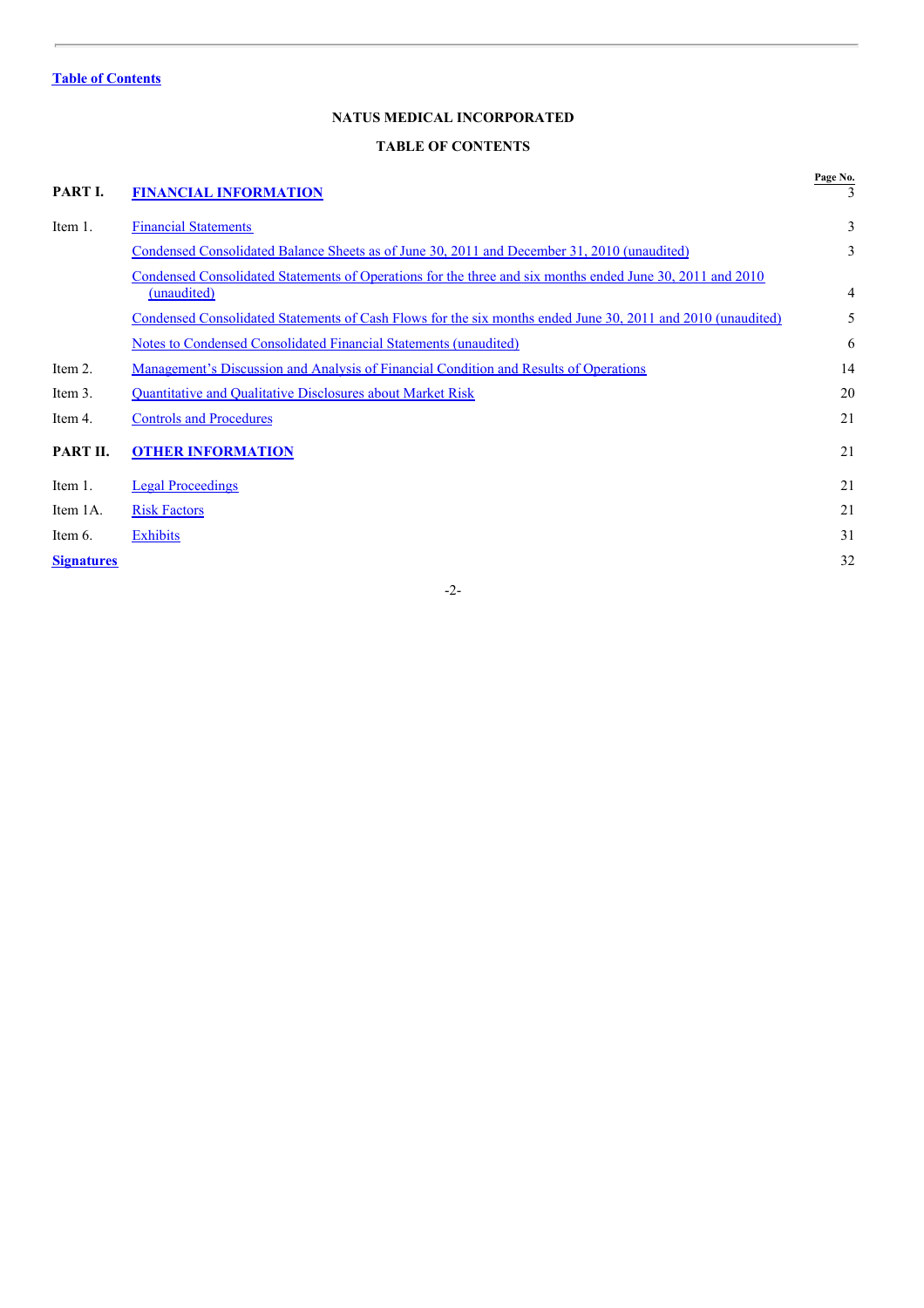[Table of Contents](#)

# NATUS MEDICAL INCORPORATED

## TABLE OF CONTENTS

| | | Page No. |
|---|---|---|
| **PART I.** | **FINANCIAL INFORMATION** | 3 |
| Item 1. | Financial Statements | 3 |
| | Condensed Consolidated Balance Sheets as of June 30, 2011 and December 31, 2010 (unaudited) | 3 |
| | Condensed Consolidated Statements of Operations for the three and six months ended June 30, 2011 and 2010 (unaudited) | 4 |
| | Condensed Consolidated Statements of Cash Flows for the six months ended June 30, 2011 and 2010 (unaudited) | 5 |
| | Notes to Condensed Consolidated Financial Statements (unaudited) | 6 |
| Item 2. | Management's Discussion and Analysis of Financial Condition and Results of Operations | 14 |
| Item 3. | Quantitative and Qualitative Disclosures about Market Risk | 20 |
| Item 4. | Controls and Procedures | 21 |
| **PART II.** | **OTHER INFORMATION** | 21 |
| Item 1. | Legal Proceedings | 21 |
| Item 1A. | Risk Factors | 21 |
| Item 6. | Exhibits | 31 |
| **Signatures** | | 32 |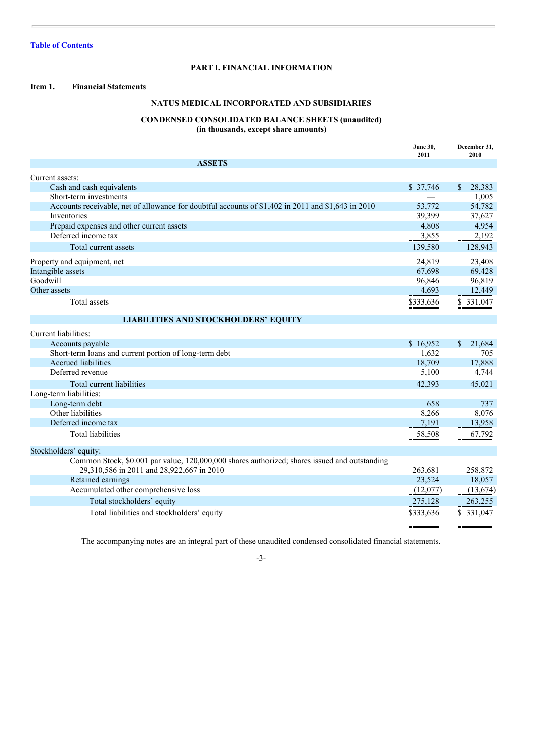[Table of Contents](#)

# PART I. FINANCIAL INFORMATION

## Item 1. Financial Statements

## NATUS MEDICAL INCORPORATED AND SUBSIDIARIES

### CONDENSED CONSOLIDATED BALANCE SHEETS (unaudited)
**(in thousands, except share amounts)**

| | June 30, 2011 | December 31, 2010 |
|---|---|---|
| **ASSETS** | | |
| Current assets: | | |
| Cash and cash equivalents | $ 37,746 | $ 28,383 |
| Short-term investments | — | 1,005 |
| Accounts receivable, net of allowance for doubtful accounts of $1,402 in 2011 and $1,643 in 2010 | 53,772 | 54,782 |
| Inventories | 39,399 | 37,627 |
| Prepaid expenses and other current assets | 4,808 | 4,954 |
| Deferred income tax | 3,855 | 2,192 |
| Total current assets | 139,580 | 128,943 |
| Property and equipment, net | 24,819 | 23,408 |
| Intangible assets | 67,698 | 69,428 |
| Goodwill | 96,846 | 96,819 |
| Other assets | 4,693 | 12,449 |
| Total assets | $333,636 | $ 331,047 |
| **LIABILITIES AND STOCKHOLDERS' EQUITY** | | |
| Current liabilities: | | |
| Accounts payable | $ 16,952 | $ 21,684 |
| Short-term loans and current portion of long-term debt | 1,632 | 705 |
| Accrued liabilities | 18,709 | 17,888 |
| Deferred revenue | 5,100 | 4,744 |
| Total current liabilities | 42,393 | 45,021 |
| Long-term liabilities: | | |
| Long-term debt | 658 | 737 |
| Other liabilities | 8,266 | 8,076 |
| Deferred income tax | 7,191 | 13,958 |
| Total liabilities | 58,508 | 67,792 |
| Stockholders' equity: | | |
| Common Stock, $0.001 par value, 120,000,000 shares authorized; shares issued and outstanding 29,310,586 in 2011 and 28,922,667 in 2010 | 263,681 | 258,872 |
| Retained earnings | 23,524 | 18,057 |
| Accumulated other comprehensive loss | (12,077) | (13,674) |
| Total stockholders' equity | 275,128 | 263,255 |
| Total liabilities and stockholders' equity | $333,636 | $ 331,047 |

The accompanying notes are an integral part of these unaudited condensed consolidated financial statements.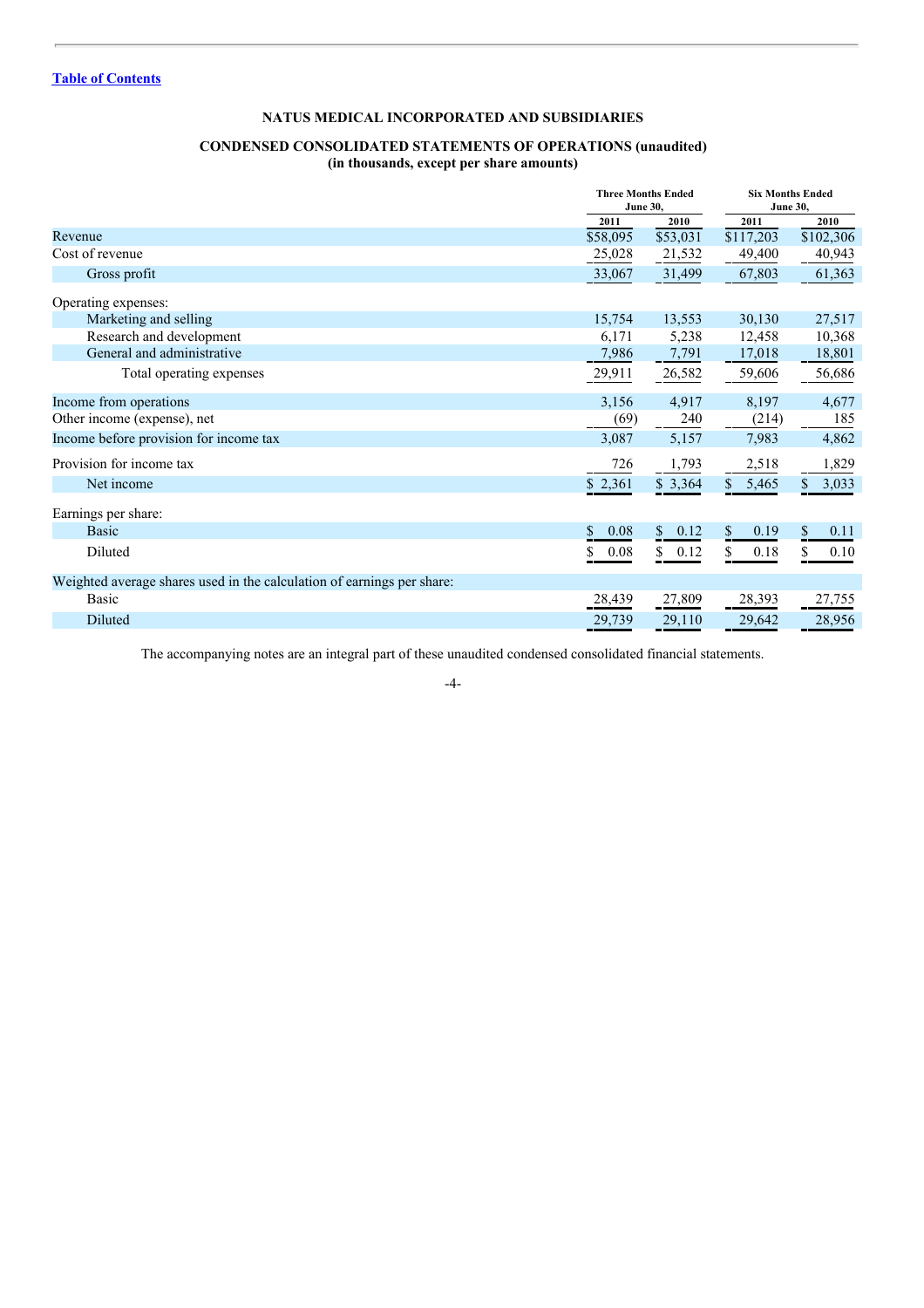[Table of Contents](#)

**NATUS MEDICAL INCORPORATED AND SUBSIDIARIES**

**CONDENSED CONSOLIDATED STATEMENTS OF OPERATIONS (unaudited)**
**(in thousands, except per share amounts)**

| | Three Months Ended June 30, | | Six Months Ended June 30, | |
|---|---|---|---|---|
| | 2011 | 2010 | 2011 | 2010 |
| Revenue | $58,095 | $53,031 | $117,203 | $102,306 |
| Cost of revenue | 25,028 | 21,532 | 49,400 | 40,943 |
| Gross profit | 33,067 | 31,499 | 67,803 | 61,363 |
| Operating expenses: | | | | |
| Marketing and selling | 15,754 | 13,553 | 30,130 | 27,517 |
| Research and development | 6,171 | 5,238 | 12,458 | 10,368 |
| General and administrative | 7,986 | 7,791 | 17,018 | 18,801 |
| Total operating expenses | 29,911 | 26,582 | 59,606 | 56,686 |
| Income from operations | 3,156 | 4,917 | 8,197 | 4,677 |
| Other income (expense), net | (69) | 240 | (214) | 185 |
| Income before provision for income tax | 3,087 | 5,157 | 7,983 | 4,862 |
| Provision for income tax | 726 | 1,793 | 2,518 | 1,829 |
| Net income | $ 2,361 | $ 3,364 | $ 5,465 | $ 3,033 |
| Earnings per share: | | | | |
| Basic | $ 0.08 | $ 0.12 | $ 0.19 | $ 0.11 |
| Diluted | $ 0.08 | $ 0.12 | $ 0.18 | $ 0.10 |
| Weighted average shares used in the calculation of earnings per share: | | | | |
| Basic | 28,439 | 27,809 | 28,393 | 27,755 |
| Diluted | 29,739 | 29,110 | 29,642 | 28,956 |

The accompanying notes are an integral part of these unaudited condensed consolidated financial statements.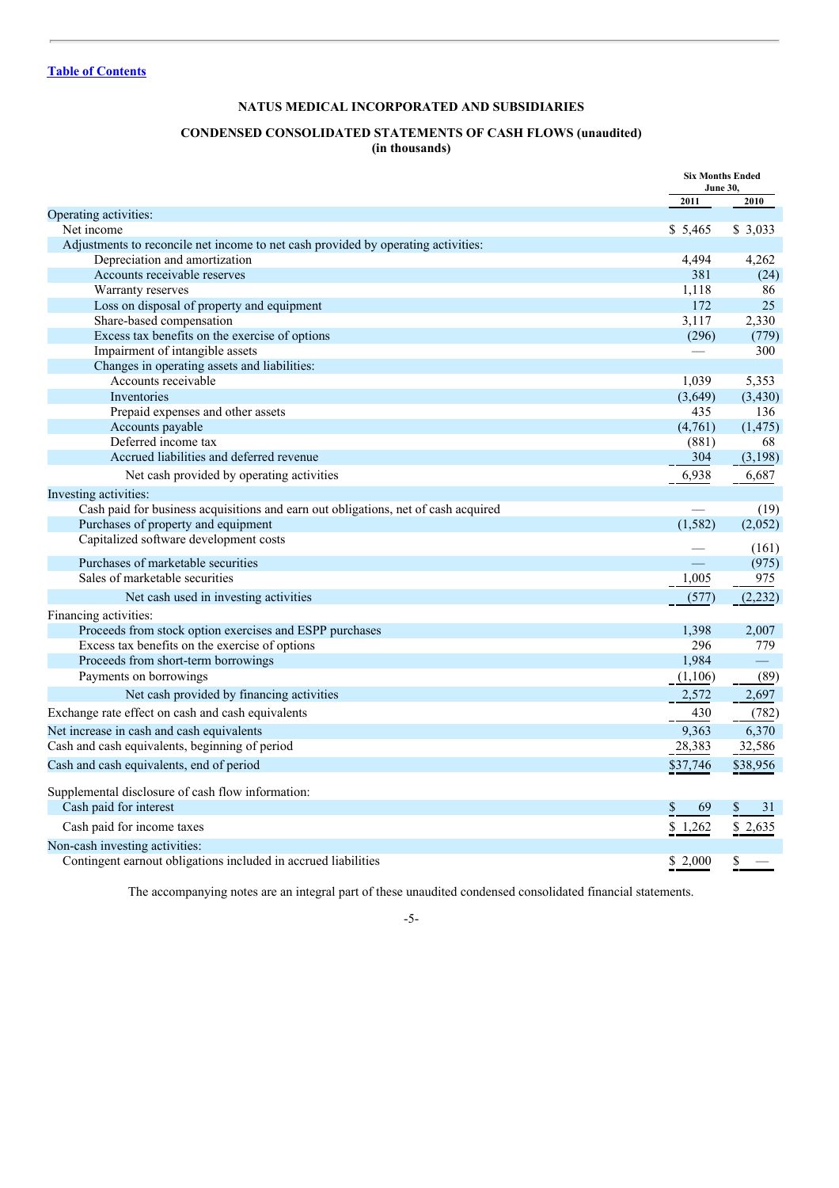[Table of Contents](#)

# NATUS MEDICAL INCORPORATED AND SUBSIDIARIES

## CONDENSED CONSOLIDATED STATEMENTS OF CASH FLOWS (unaudited)
(in thousands)

| | Six Months Ended June 30, | |
|---|---|---|
| | 2011 | 2010 |
| Operating activities: | | |
| Net income | $ 5,465 | $ 3,033 |
| Adjustments to reconcile net income to net cash provided by operating activities: | | |
| Depreciation and amortization | 4,494 | 4,262 |
| Accounts receivable reserves | 381 | (24) |
| Warranty reserves | 1,118 | 86 |
| Loss on disposal of property and equipment | 172 | 25 |
| Share-based compensation | 3,117 | 2,330 |
| Excess tax benefits on the exercise of options | (296) | (779) |
| Impairment of intangible assets | — | 300 |
| Changes in operating assets and liabilities: | | |
| Accounts receivable | 1,039 | 5,353 |
| Inventories | (3,649) | (3,430) |
| Prepaid expenses and other assets | 435 | 136 |
| Accounts payable | (4,761) | (1,475) |
| Deferred income tax | (881) | 68 |
| Accrued liabilities and deferred revenue | 304 | (3,198) |
| Net cash provided by operating activities | 6,938 | 6,687 |
| Investing activities: | | |
| Cash paid for business acquisitions and earn out obligations, net of cash acquired | — | (19) |
| Purchases of property and equipment | (1,582) | (2,052) |
| Capitalized software development costs | — | (161) |
| Purchases of marketable securities | — | (975) |
| Sales of marketable securities | 1,005 | 975 |
| Net cash used in investing activities | (577) | (2,232) |
| Financing activities: | | |
| Proceeds from stock option exercises and ESPP purchases | 1,398 | 2,007 |
| Excess tax benefits on the exercise of options | 296 | 779 |
| Proceeds from short-term borrowings | 1,984 | — |
| Payments on borrowings | (1,106) | (89) |
| Net cash provided by financing activities | 2,572 | 2,697 |
| Exchange rate effect on cash and cash equivalents | 430 | (782) |
| Net increase in cash and cash equivalents | 9,363 | 6,370 |
| Cash and cash equivalents, beginning of period | 28,383 | 32,586 |
| Cash and cash equivalents, end of period | $37,746 | $38,956 |
| Supplemental disclosure of cash flow information: | | |
| Cash paid for interest | $ 69 | $ 31 |
| Cash paid for income taxes | $ 1,262 | $ 2,635 |
| Non-cash investing activities: | | |
| Contingent earnout obligations included in accrued liabilities | $ 2,000 | $ — |

The accompanying notes are an integral part of these unaudited condensed consolidated financial statements.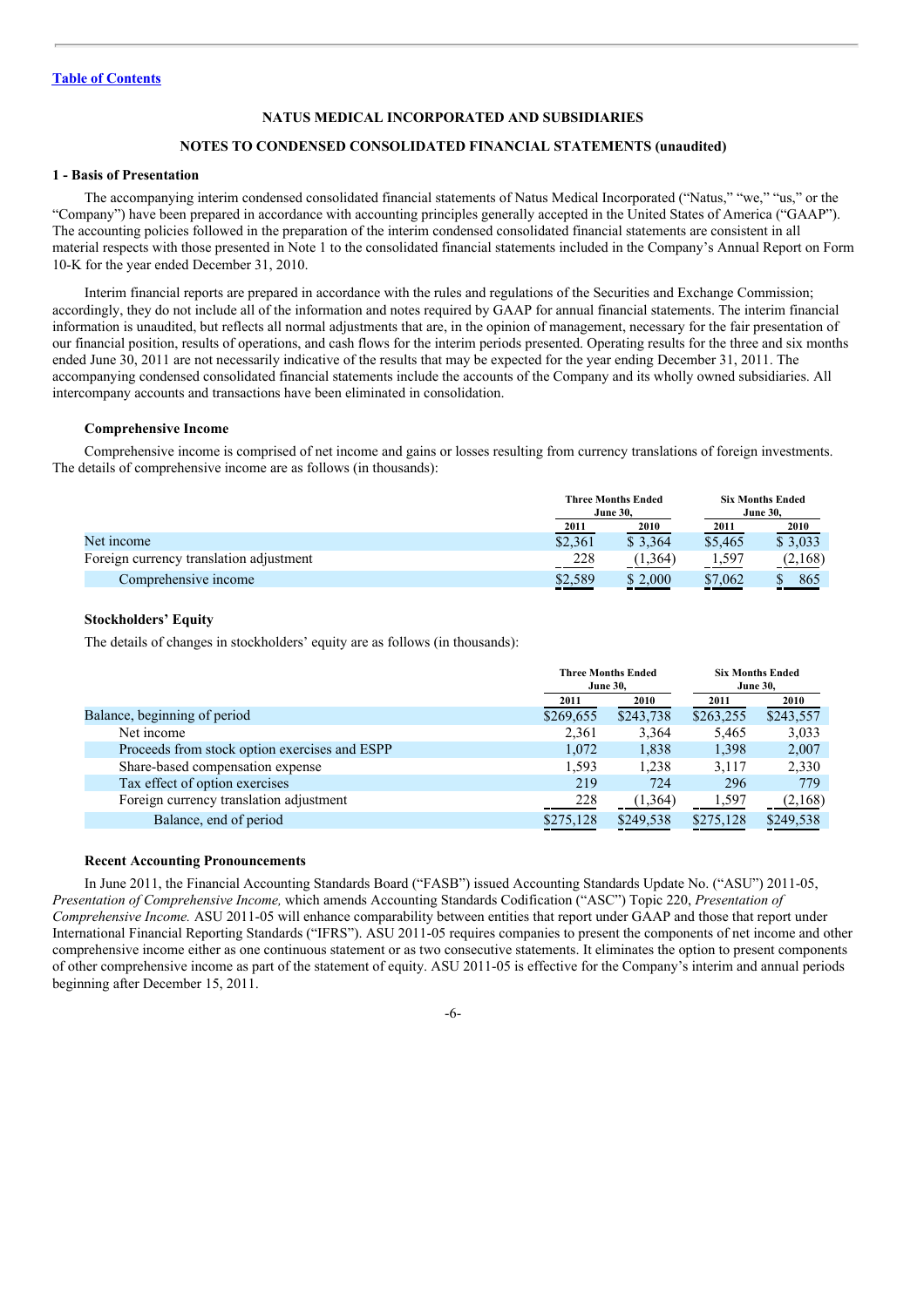[Table of Contents](#)

## NATUS MEDICAL INCORPORATED AND SUBSIDIARIES

## NOTES TO CONDENSED CONSOLIDATED FINANCIAL STATEMENTS (unaudited)

### 1 - Basis of Presentation

The accompanying interim condensed consolidated financial statements of Natus Medical Incorporated ("Natus," "we," "us," or the "Company") have been prepared in accordance with accounting principles generally accepted in the United States of America ("GAAP"). The accounting policies followed in the preparation of the interim condensed consolidated financial statements are consistent in all material respects with those presented in Note 1 to the consolidated financial statements included in the Company's Annual Report on Form 10-K for the year ended December 31, 2010.

Interim financial reports are prepared in accordance with the rules and regulations of the Securities and Exchange Commission; accordingly, they do not include all of the information and notes required by GAAP for annual financial statements. The interim financial information is unaudited, but reflects all normal adjustments that are, in the opinion of management, necessary for the fair presentation of our financial position, results of operations, and cash flows for the interim periods presented. Operating results for the three and six months ended June 30, 2011 are not necessarily indicative of the results that may be expected for the year ending December 31, 2011. The accompanying condensed consolidated financial statements include the accounts of the Company and its wholly owned subsidiaries. All intercompany accounts and transactions have been eliminated in consolidation.

#### Comprehensive Income

Comprehensive income is comprised of net income and gains or losses resulting from currency translations of foreign investments. The details of comprehensive income are as follows (in thousands):

| | Three Months Ended June 30, | | Six Months Ended June 30, | |
|---|---|---|---|---|
| | 2011 | 2010 | 2011 | 2010 |
| Net income | $2,361 | $ 3,364 | $5,465 | $ 3,033 |
| Foreign currency translation adjustment | 228 | (1,364) | 1,597 | (2,168) |
| Comprehensive income | $2,589 | $ 2,000 | $7,062 | $ 865 |

#### Stockholders' Equity

The details of changes in stockholders' equity are as follows (in thousands):

| | Three Months Ended June 30, | | Six Months Ended June 30, | |
|---|---|---|---|---|
| | 2011 | 2010 | 2011 | 2010 |
| Balance, beginning of period | $269,655 | $243,738 | $263,255 | $243,557 |
| Net income | 2,361 | 3,364 | 5,465 | 3,033 |
| Proceeds from stock option exercises and ESPP | 1,072 | 1,838 | 1,398 | 2,007 |
| Share-based compensation expense | 1,593 | 1,238 | 3,117 | 2,330 |
| Tax effect of option exercises | 219 | 724 | 296 | 779 |
| Foreign currency translation adjustment | 228 | (1,364) | 1,597 | (2,168) |
| Balance, end of period | $275,128 | $249,538 | $275,128 | $249,538 |

#### Recent Accounting Pronouncements

In June 2011, the Financial Accounting Standards Board ("FASB") issued Accounting Standards Update No. ("ASU") 2011-05, *Presentation of Comprehensive Income,* which amends Accounting Standards Codification ("ASC") Topic 220, *Presentation of Comprehensive Income.* ASU 2011-05 will enhance comparability between entities that report under GAAP and those that report under International Financial Reporting Standards ("IFRS"). ASU 2011-05 requires companies to present the components of net income and other comprehensive income either as one continuous statement or as two consecutive statements. It eliminates the option to present components of other comprehensive income as part of the statement of equity. ASU 2011-05 is effective for the Company's interim and annual periods beginning after December 15, 2011.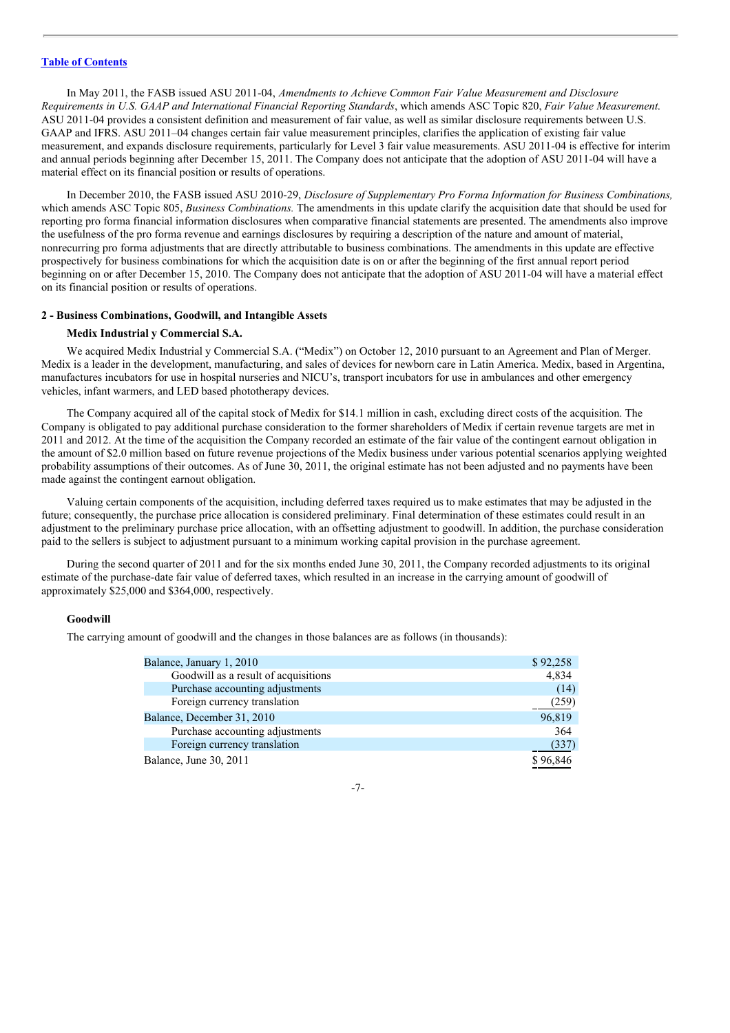In May 2011, the FASB issued ASU 2011-04, *Amendments to Achieve Common Fair Value Measurement and Disclosure Requirements in U.S. GAAP and International Financial Reporting Standards*, which amends ASC Topic 820, *Fair Value Measurement.* ASU 2011-04 provides a consistent definition and measurement of fair value, as well as similar disclosure requirements between U.S. GAAP and IFRS. ASU 2011–04 changes certain fair value measurement principles, clarifies the application of existing fair value measurement, and expands disclosure requirements, particularly for Level 3 fair value measurements. ASU 2011-04 is effective for interim and annual periods beginning after December 15, 2011. The Company does not anticipate that the adoption of ASU 2011-04 will have a material effect on its financial position or results of operations.

In December 2010, the FASB issued ASU 2010-29, *Disclosure of Supplementary Pro Forma Information for Business Combinations,* which amends ASC Topic 805, *Business Combinations.* The amendments in this update clarify the acquisition date that should be used for reporting pro forma financial information disclosures when comparative financial statements are presented. The amendments also improve the usefulness of the pro forma revenue and earnings disclosures by requiring a description of the nature and amount of material, nonrecurring pro forma adjustments that are directly attributable to business combinations. The amendments in this update are effective prospectively for business combinations for which the acquisition date is on or after the beginning of the first annual report period beginning on or after December 15, 2010. The Company does not anticipate that the adoption of ASU 2011-04 will have a material effect on its financial position or results of operations.

**2 - Business Combinations, Goodwill, and Intangible Assets**

**Medix Industrial y Commercial S.A.**

We acquired Medix Industrial y Commercial S.A. ("Medix") on October 12, 2010 pursuant to an Agreement and Plan of Merger. Medix is a leader in the development, manufacturing, and sales of devices for newborn care in Latin America. Medix, based in Argentina, manufactures incubators for use in hospital nurseries and NICU's, transport incubators for use in ambulances and other emergency vehicles, infant warmers, and LED based phototherapy devices.

The Company acquired all of the capital stock of Medix for $14.1 million in cash, excluding direct costs of the acquisition. The Company is obligated to pay additional purchase consideration to the former shareholders of Medix if certain revenue targets are met in 2011 and 2012. At the time of the acquisition the Company recorded an estimate of the fair value of the contingent earnout obligation in the amount of $2.0 million based on future revenue projections of the Medix business under various potential scenarios applying weighted probability assumptions of their outcomes. As of June 30, 2011, the original estimate has not been adjusted and no payments have been made against the contingent earnout obligation.

Valuing certain components of the acquisition, including deferred taxes required us to make estimates that may be adjusted in the future; consequently, the purchase price allocation is considered preliminary. Final determination of these estimates could result in an adjustment to the preliminary purchase price allocation, with an offsetting adjustment to goodwill. In addition, the purchase consideration paid to the sellers is subject to adjustment pursuant to a minimum working capital provision in the purchase agreement.

During the second quarter of 2011 and for the six months ended June 30, 2011, the Company recorded adjustments to its original estimate of the purchase-date fair value of deferred taxes, which resulted in an increase in the carrying amount of goodwill of approximately $25,000 and $364,000, respectively.

**Goodwill**

The carrying amount of goodwill and the changes in those balances are as follows (in thousands):

| | |
|---|---|
| Balance, January 1, 2010 | $ 92,258 |
| Goodwill as a result of acquisitions | 4,834 |
| Purchase accounting adjustments | (14) |
| Foreign currency translation | (259) |
| Balance, December 31, 2010 | 96,819 |
| Purchase accounting adjustments | 364 |
| Foreign currency translation | (337) |
| Balance, June 30, 2011 | $ 96,846 |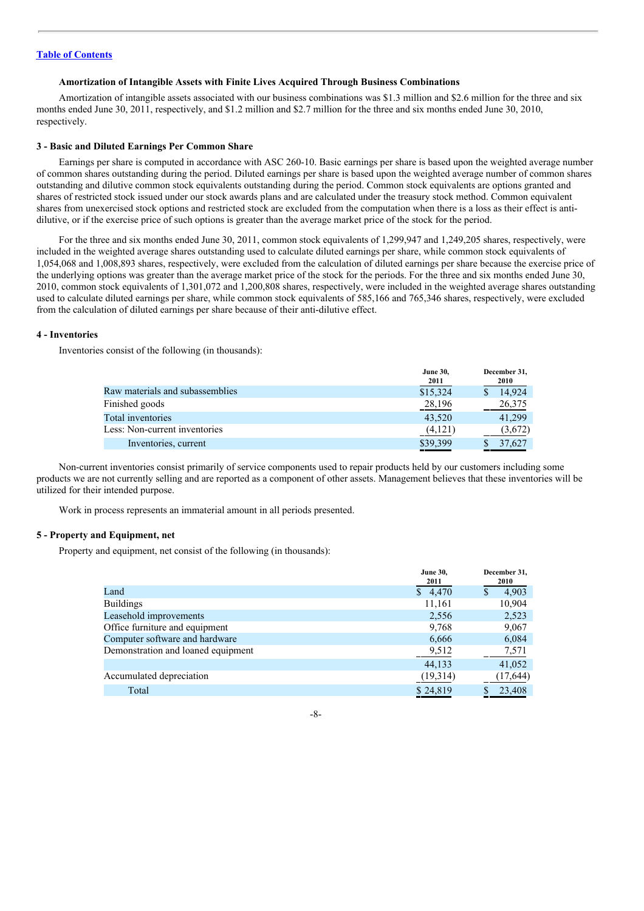[Table of Contents](#)

**Amortization of Intangible Assets with Finite Lives Acquired Through Business Combinations**

Amortization of intangible assets associated with our business combinations was $1.3 million and $2.6 million for the three and six months ended June 30, 2011, respectively, and $1.2 million and $2.7 million for the three and six months ended June 30, 2010, respectively.

### 3 - Basic and Diluted Earnings Per Common Share

Earnings per share is computed in accordance with ASC 260-10. Basic earnings per share is based upon the weighted average number of common shares outstanding during the period. Diluted earnings per share is based upon the weighted average number of common shares outstanding and dilutive common stock equivalents outstanding during the period. Common stock equivalents are options granted and shares of restricted stock issued under our stock awards plans and are calculated under the treasury stock method. Common equivalent shares from unexercised stock options and restricted stock are excluded from the computation when there is a loss as their effect is anti-dilutive, or if the exercise price of such options is greater than the average market price of the stock for the period.

For the three and six months ended June 30, 2011, common stock equivalents of 1,299,947 and 1,249,205 shares, respectively, were included in the weighted average shares outstanding used to calculate diluted earnings per share, while common stock equivalents of 1,054,068 and 1,008,893 shares, respectively, were excluded from the calculation of diluted earnings per share because the exercise price of the underlying options was greater than the average market price of the stock for the periods. For the three and six months ended June 30, 2010, common stock equivalents of 1,301,072 and 1,200,808 shares, respectively, were included in the weighted average shares outstanding used to calculate diluted earnings per share, while common stock equivalents of 585,166 and 765,346 shares, respectively, were excluded from the calculation of diluted earnings per share because of their anti-dilutive effect.

### 4 - Inventories

Inventories consist of the following (in thousands):

| | June 30, 2011 | December 31, 2010 |
|---|---|---|
| Raw materials and subassemblies | $15,324 | $ 14,924 |
| Finished goods | 28,196 | 26,375 |
| Total inventories | 43,520 | 41,299 |
| Less: Non-current inventories | (4,121) | (3,672) |
| Inventories, current | $39,399 | $ 37,627 |

Non-current inventories consist primarily of service components used to repair products held by our customers including some products we are not currently selling and are reported as a component of other assets. Management believes that these inventories will be utilized for their intended purpose.

Work in process represents an immaterial amount in all periods presented.

### 5 - Property and Equipment, net

Property and equipment, net consist of the following (in thousands):

| | June 30, 2011 | December 31, 2010 |
|---|---|---|
| Land | $ 4,470 | $ 4,903 |
| Buildings | 11,161 | 10,904 |
| Leasehold improvements | 2,556 | 2,523 |
| Office furniture and equipment | 9,768 | 9,067 |
| Computer software and hardware | 6,666 | 6,084 |
| Demonstration and loaned equipment | 9,512 | 7,571 |
| | 44,133 | 41,052 |
| Accumulated depreciation | (19,314) | (17,644) |
| Total | $ 24,819 | $ 23,408 |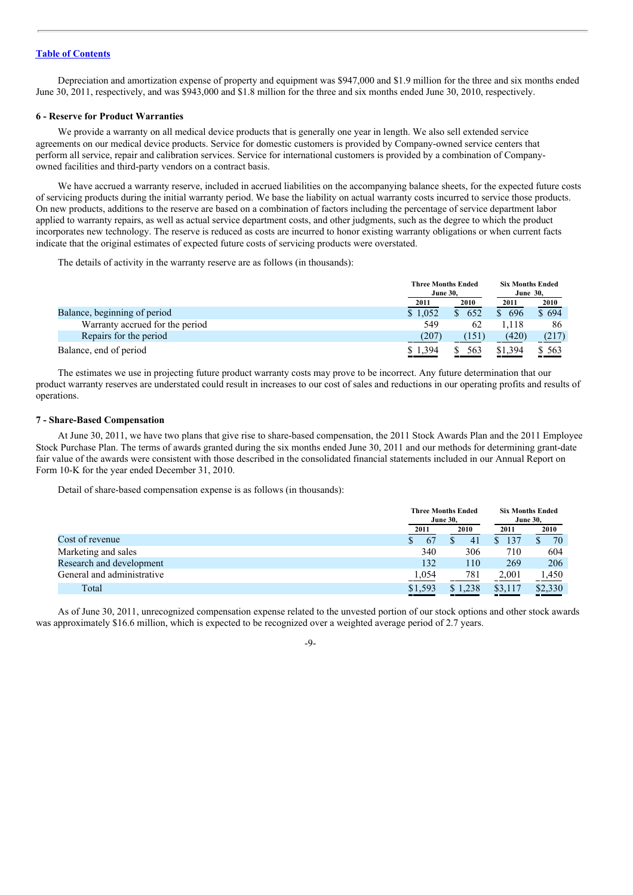Depreciation and amortization expense of property and equipment was $947,000 and $1.9 million for the three and six months ended June 30, 2011, respectively, and was $943,000 and $1.8 million for the three and six months ended June 30, 2010, respectively.

### 6 - Reserve for Product Warranties

We provide a warranty on all medical device products that is generally one year in length. We also sell extended service agreements on our medical device products. Service for domestic customers is provided by Company-owned service centers that perform all service, repair and calibration services. Service for international customers is provided by a combination of Company-owned facilities and third-party vendors on a contract basis.

We have accrued a warranty reserve, included in accrued liabilities on the accompanying balance sheets, for the expected future costs of servicing products during the initial warranty period. We base the liability on actual warranty costs incurred to service those products. On new products, additions to the reserve are based on a combination of factors including the percentage of service department labor applied to warranty repairs, as well as actual service department costs, and other judgments, such as the degree to which the product incorporates new technology. The reserve is reduced as costs are incurred to honor existing warranty obligations or when current facts indicate that the original estimates of expected future costs of servicing products were overstated.

The details of activity in the warranty reserve are as follows (in thousands):

| | Three Months Ended June 30, | | Six Months Ended June 30, | |
|---|---|---|---|---|
| | 2011 | 2010 | 2011 | 2010 |
| Balance, beginning of period | $ 1,052 | $ 652 | $ 696 | $ 694 |
| Warranty accrued for the period | 549 | 62 | 1,118 | 86 |
| Repairs for the period | (207) | (151) | (420) | (217) |
| Balance, end of period | $ 1,394 | $ 563 | $1,394 | $ 563 |

The estimates we use in projecting future product warranty costs may prove to be incorrect. Any future determination that our product warranty reserves are understated could result in increases to our cost of sales and reductions in our operating profits and results of operations.

### 7 - Share-Based Compensation

At June 30, 2011, we have two plans that give rise to share-based compensation, the 2011 Stock Awards Plan and the 2011 Employee Stock Purchase Plan. The terms of awards granted during the six months ended June 30, 2011 and our methods for determining grant-date fair value of the awards were consistent with those described in the consolidated financial statements included in our Annual Report on Form 10-K for the year ended December 31, 2010.

Detail of share-based compensation expense is as follows (in thousands):

| | Three Months Ended June 30, | | Six Months Ended June 30, | |
|---|---|---|---|---|
| | 2011 | 2010 | 2011 | 2010 |
| Cost of revenue | $ 67 | $ 41 | $ 137 | $ 70 |
| Marketing and sales | 340 | 306 | 710 | 604 |
| Research and development | 132 | 110 | 269 | 206 |
| General and administrative | 1,054 | 781 | 2,001 | 1,450 |
| Total | $1,593 | $ 1,238 | $3,117 | $2,330 |

As of June 30, 2011, unrecognized compensation expense related to the unvested portion of our stock options and other stock awards was approximately $16.6 million, which is expected to be recognized over a weighted average period of 2.7 years.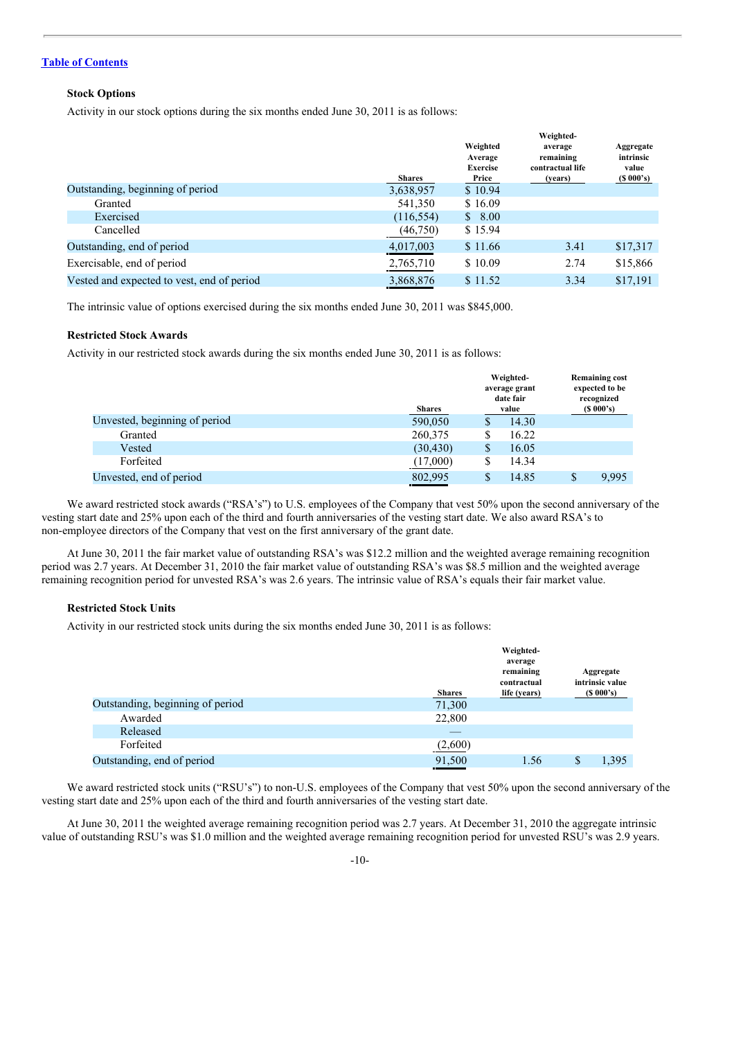**Stock Options**

Activity in our stock options during the six months ended June 30, 2011 is as follows:

| | Shares | Weighted Average Exercise Price | Weighted-average remaining contractual life (years) | Aggregate intrinsic value ($ 000's) |
|---|---|---|---|---|
| Outstanding, beginning of period | 3,638,957 | $ 10.94 | | |
| Granted | 541,350 | $ 16.09 | | |
| Exercised | (116,554) | $ 8.00 | | |
| Cancelled | (46,750) | $ 15.94 | | |
| Outstanding, end of period | 4,017,003 | $ 11.66 | 3.41 | $17,317 |
| Exercisable, end of period | 2,765,710 | $ 10.09 | 2.74 | $15,866 |
| Vested and expected to vest, end of period | 3,868,876 | $ 11.52 | 3.34 | $17,191 |

The intrinsic value of options exercised during the six months ended June 30, 2011 was $845,000.

**Restricted Stock Awards**

Activity in our restricted stock awards during the six months ended June 30, 2011 is as follows:

| | Shares | Weighted-average grant date fair value | Remaining cost expected to be recognized ($ 000's) |
|---|---|---|---|
| Unvested, beginning of period | 590,050 | $ 14.30 | |
| Granted | 260,375 | $ 16.22 | |
| Vested | (30,430) | $ 16.05 | |
| Forfeited | (17,000) | $ 14.34 | |
| Unvested, end of period | 802,995 | $ 14.85 | $ 9,995 |

We award restricted stock awards ("RSA's") to U.S. employees of the Company that vest 50% upon the second anniversary of the vesting start date and 25% upon each of the third and fourth anniversaries of the vesting start date. We also award RSA's to non-employee directors of the Company that vest on the first anniversary of the grant date.

At June 30, 2011 the fair market value of outstanding RSA's was $12.2 million and the weighted average remaining recognition period was 2.7 years. At December 31, 2010 the fair market value of outstanding RSA's was $8.5 million and the weighted average remaining recognition period for unvested RSA's was 2.6 years. The intrinsic value of RSA's equals their fair market value.

**Restricted Stock Units**

Activity in our restricted stock units during the six months ended June 30, 2011 is as follows:

| | Shares | Weighted-average remaining contractual life (years) | Aggregate intrinsic value ($ 000's) |
|---|---|---|---|
| Outstanding, beginning of period | 71,300 | | |
| Awarded | 22,800 | | |
| Released | — | | |
| Forfeited | (2,600) | | |
| Outstanding, end of period | 91,500 | 1.56 | $ 1,395 |

We award restricted stock units ("RSU's") to non-U.S. employees of the Company that vest 50% upon the second anniversary of the vesting start date and 25% upon each of the third and fourth anniversaries of the vesting start date.

At June 30, 2011 the weighted average remaining recognition period was 2.7 years. At December 31, 2010 the aggregate intrinsic value of outstanding RSU's was $1.0 million and the weighted average remaining recognition period for unvested RSU's was 2.9 years.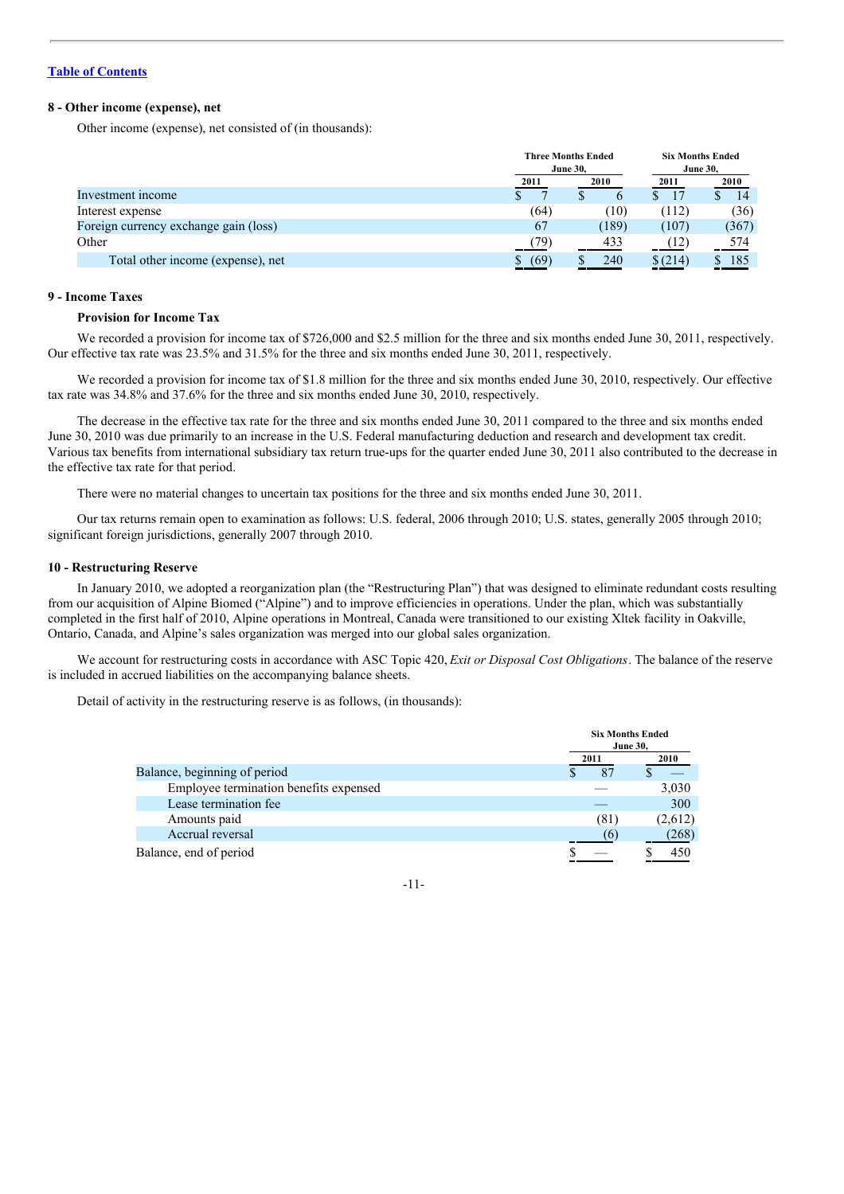[Table of Contents](#)

## 8 - Other income (expense), net

Other income (expense), net consisted of (in thousands):

| | Three Months Ended June 30, | | Six Months Ended June 30, | |
|---|---|---|---|---|
| | 2011 | 2010 | 2011 | 2010 |
| Investment income | $ 7 | $ 6 | $ 17 | $ 14 |
| Interest expense | (64) | (10) | (112) | (36) |
| Foreign currency exchange gain (loss) | 67 | (189) | (107) | (367) |
| Other | (79) | 433 | (12) | 574 |
| Total other income (expense), net | $ (69) | $ 240 | $ (214) | $ 185 |

## 9 - Income Taxes

### Provision for Income Tax

We recorded a provision for income tax of $726,000 and $2.5 million for the three and six months ended June 30, 2011, respectively. Our effective tax rate was 23.5% and 31.5% for the three and six months ended June 30, 2011, respectively.

We recorded a provision for income tax of $1.8 million for the three and six months ended June 30, 2010, respectively. Our effective tax rate was 34.8% and 37.6% for the three and six months ended June 30, 2010, respectively.

The decrease in the effective tax rate for the three and six months ended June 30, 2011 compared to the three and six months ended June 30, 2010 was due primarily to an increase in the U.S. Federal manufacturing deduction and research and development tax credit. Various tax benefits from international subsidiary tax return true-ups for the quarter ended June 30, 2011 also contributed to the decrease in the effective tax rate for that period.

There were no material changes to uncertain tax positions for the three and six months ended June 30, 2011.

Our tax returns remain open to examination as follows: U.S. federal, 2006 through 2010; U.S. states, generally 2005 through 2010; significant foreign jurisdictions, generally 2007 through 2010.

## 10 - Restructuring Reserve

In January 2010, we adopted a reorganization plan (the "Restructuring Plan") that was designed to eliminate redundant costs resulting from our acquisition of Alpine Biomed ("Alpine") and to improve efficiencies in operations. Under the plan, which was substantially completed in the first half of 2010, Alpine operations in Montreal, Canada were transitioned to our existing Xltek facility in Oakville, Ontario, Canada, and Alpine's sales organization was merged into our global sales organization.

We account for restructuring costs in accordance with ASC Topic 420, *Exit or Disposal Cost Obligations*. The balance of the reserve is included in accrued liabilities on the accompanying balance sheets.

Detail of activity in the restructuring reserve is as follows, (in thousands):

| | Six Months Ended June 30, | |
|---|---|---|
| | 2011 | 2010 |
| Balance, beginning of period | $ 87 | $ — |
| Employee termination benefits expensed | — | 3,030 |
| Lease termination fee | — | 300 |
| Amounts paid | (81) | (2,612) |
| Accrual reversal | (6) | (268) |
| Balance, end of period | $ — | $ 450 |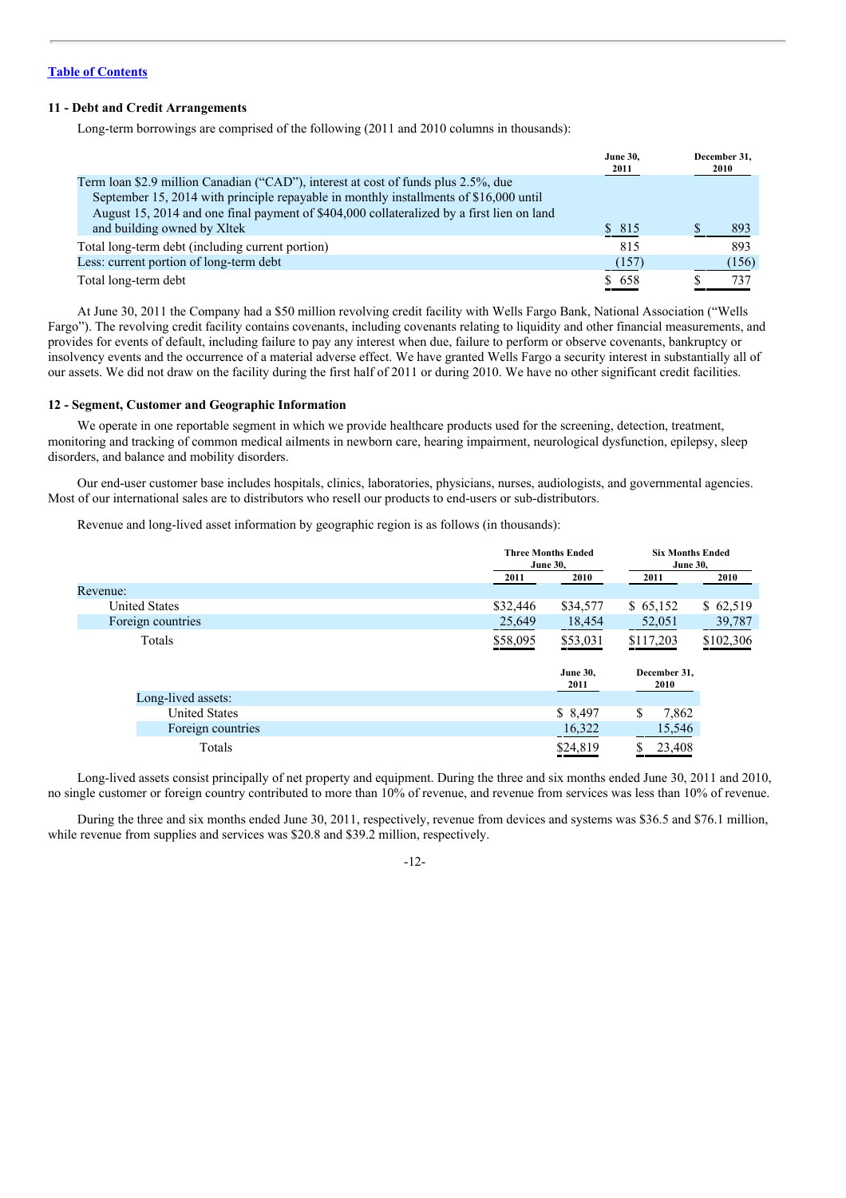[Table of Contents](#)

### 11 - Debt and Credit Arrangements

Long-term borrowings are comprised of the following (2011 and 2010 columns in thousands):

| | June 30, 2011 | December 31, 2010 |
|---|---|---|
| Term loan $2.9 million Canadian ("CAD"), interest at cost of funds plus 2.5%, due September 15, 2014 with principle repayable in monthly installments of $16,000 until August 15, 2014 and one final payment of $404,000 collateralized by a first lien on land and building owned by Xltek | $ 815 | $ 893 |
| Total long-term debt (including current portion) | 815 | 893 |
| Less: current portion of long-term debt | (157) | (156) |
| Total long-term debt | $ 658 | $ 737 |

At June 30, 2011 the Company had a $50 million revolving credit facility with Wells Fargo Bank, National Association ("Wells Fargo"). The revolving credit facility contains covenants, including covenants relating to liquidity and other financial measurements, and provides for events of default, including failure to pay any interest when due, failure to perform or observe covenants, bankruptcy or insolvency events and the occurrence of a material adverse effect. We have granted Wells Fargo a security interest in substantially all of our assets. We did not draw on the facility during the first half of 2011 or during 2010. We have no other significant credit facilities.

### 12 - Segment, Customer and Geographic Information

We operate in one reportable segment in which we provide healthcare products used for the screening, detection, treatment, monitoring and tracking of common medical ailments in newborn care, hearing impairment, neurological dysfunction, epilepsy, sleep disorders, and balance and mobility disorders.

Our end-user customer base includes hospitals, clinics, laboratories, physicians, nurses, audiologists, and governmental agencies. Most of our international sales are to distributors who resell our products to end-users or sub-distributors.

Revenue and long-lived asset information by geographic region is as follows (in thousands):

| | Three Months Ended June 30, | | Six Months Ended June 30, | |
|---|---|---|---|---|
| | 2011 | 2010 | 2011 | 2010 |
| Revenue: | | | | |
| United States | $32,446 | $34,577 | $ 65,152 | $ 62,519 |
| Foreign countries | 25,649 | 18,454 | 52,051 | 39,787 |
| Totals | $58,095 | $53,031 | $117,203 | $102,306 |

| | June 30, 2011 | December 31, 2010 |
|---|---|---|
| Long-lived assets: | | |
| United States | $ 8,497 | $ 7,862 |
| Foreign countries | 16,322 | 15,546 |
| Totals | $24,819 | $ 23,408 |

Long-lived assets consist principally of net property and equipment. During the three and six months ended June 30, 2011 and 2010, no single customer or foreign country contributed to more than 10% of revenue, and revenue from services was less than 10% of revenue.

During the three and six months ended June 30, 2011, respectively, revenue from devices and systems was $36.5 and $76.1 million, while revenue from supplies and services was $20.8 and $39.2 million, respectively.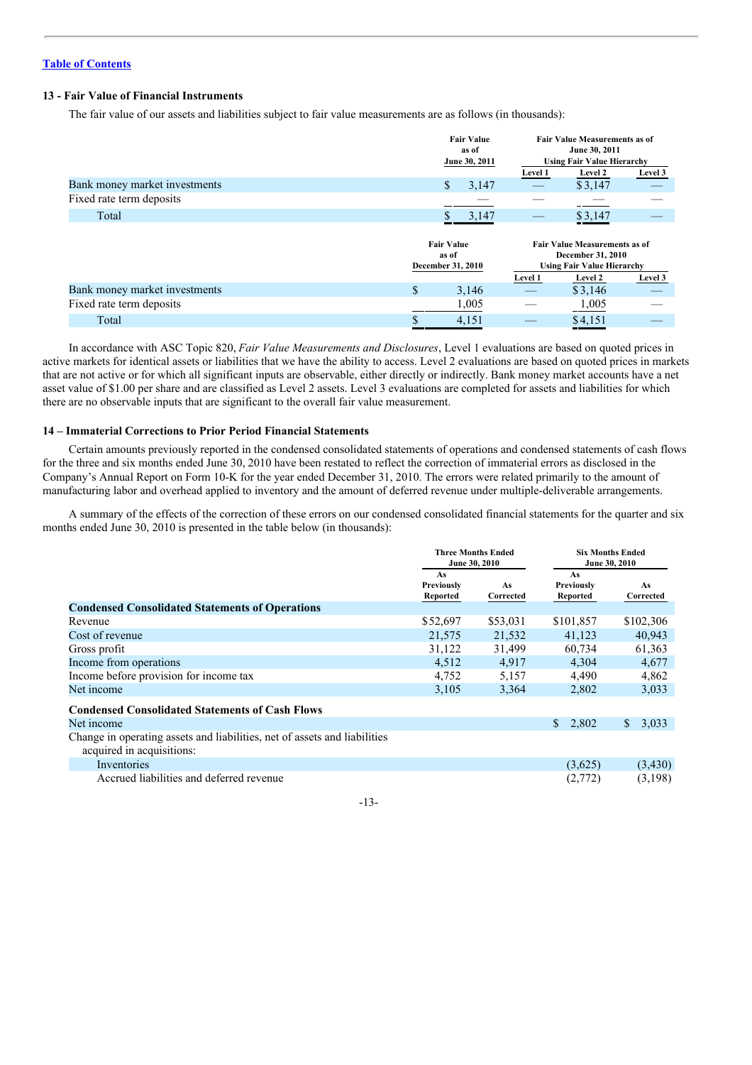[Table of Contents](#)

## 13 - Fair Value of Financial Instruments

The fair value of our assets and liabilities subject to fair value measurements are as follows (in thousands):

| | Fair Value as of June 30, 2011 | Fair Value Measurements as of June 30, 2011 Using Fair Value Hierarchy | | |
|---|---|---|---|---|
| | | Level 1 | Level 2 | Level 3 |
| Bank money market investments | $ 3,147 | — | $3,147 | — |
| Fixed rate term deposits | — | — | — | — |
| Total | $ 3,147 | — | $3,147 | — |

| | Fair Value as of December 31, 2010 | Fair Value Measurements as of December 31, 2010 Using Fair Value Hierarchy | | |
|---|---|---|---|---|
| | | Level 1 | Level 2 | Level 3 |
| Bank money market investments | $ 3,146 | — | $3,146 | — |
| Fixed rate term deposits | 1,005 | — | 1,005 | — |
| Total | $ 4,151 | — | $4,151 | — |

In accordance with ASC Topic 820, *Fair Value Measurements and Disclosures*, Level 1 evaluations are based on quoted prices in active markets for identical assets or liabilities that we have the ability to access. Level 2 evaluations are based on quoted prices in markets that are not active or for which all significant inputs are observable, either directly or indirectly. Bank money market accounts have a net asset value of $1.00 per share and are classified as Level 2 assets. Level 3 evaluations are completed for assets and liabilities for which there are no observable inputs that are significant to the overall fair value measurement.

## 14 – Immaterial Corrections to Prior Period Financial Statements

Certain amounts previously reported in the condensed consolidated statements of operations and condensed statements of cash flows for the three and six months ended June 30, 2010 have been restated to reflect the correction of immaterial errors as disclosed in the Company's Annual Report on Form 10-K for the year ended December 31, 2010. The errors were related primarily to the amount of manufacturing labor and overhead applied to inventory and the amount of deferred revenue under multiple-deliverable arrangements.

A summary of the effects of the correction of these errors on our condensed consolidated financial statements for the quarter and six months ended June 30, 2010 is presented in the table below (in thousands):

| | Three Months Ended June 30, 2010 | | Six Months Ended June 30, 2010 | |
|---|---|---|---|---|
| | As Previously Reported | As Corrected | As Previously Reported | As Corrected |
| **Condensed Consolidated Statements of Operations** | | | | |
| Revenue | $52,697 | $53,031 | $101,857 | $102,306 |
| Cost of revenue | 21,575 | 21,532 | 41,123 | 40,943 |
| Gross profit | 31,122 | 31,499 | 60,734 | 61,363 |
| Income from operations | 4,512 | 4,917 | 4,304 | 4,677 |
| Income before provision for income tax | 4,752 | 5,157 | 4,490 | 4,862 |
| Net income | 3,105 | 3,364 | 2,802 | 3,033 |
| **Condensed Consolidated Statements of Cash Flows** | | | | |
| Net income | | | $ 2,802 | $ 3,033 |
| Change in operating assets and liabilities, net of assets and liabilities acquired in acquisitions: | | | | |
| Inventories | | | (3,625) | (3,430) |
| Accrued liabilities and deferred revenue | | | (2,772) | (3,198) |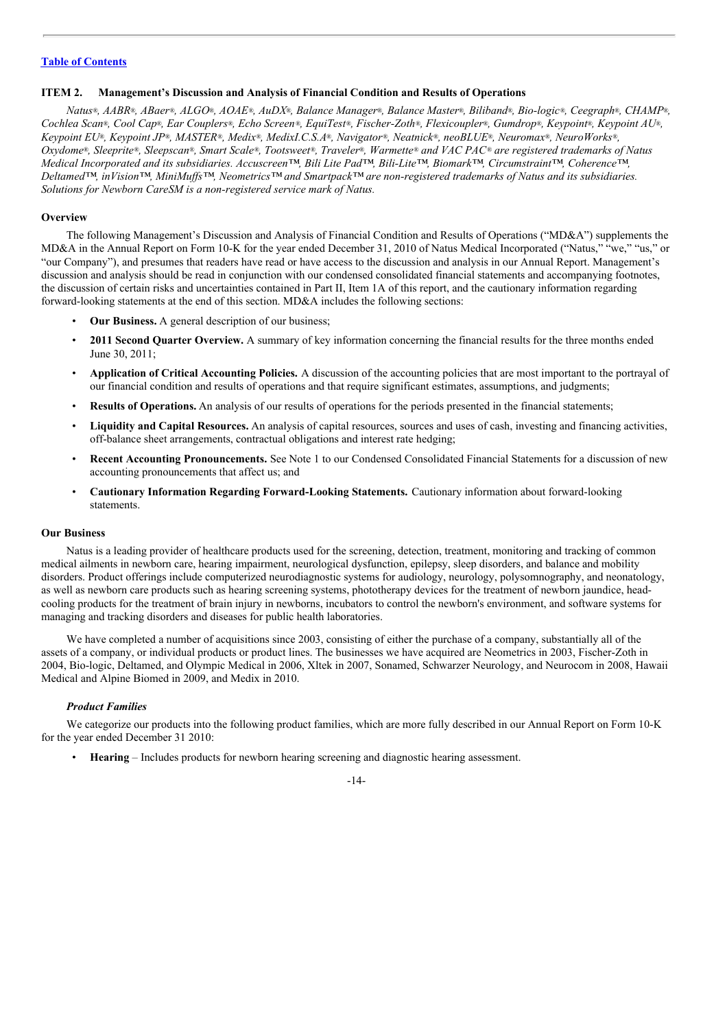[Table of Contents]

## ITEM 2. Management's Discussion and Analysis of Financial Condition and Results of Operations

*Natus®, AABR®, ABaer®, ALGO®, AOAE®, AuDX®, Balance Manager®, Balance Master®, Biliband®, Bio-logic®, Ceegraph®, CHAMP®, Cochlea Scan®, Cool Cap®, Ear Couplers®, Echo Screen®, EquiTest®, Fischer-Zoth®, Flexicoupler®, Gumdrop®, Keypoint®, Keypoint AU®, Keypoint EU®, Keypoint JP®, MASTER®, Medix®, MedixI.C.S.A®, Navigator®, Neatnick®, neoBLUE®, Neuromax®, NeuroWorks®, Oxydome®, Sleeprite®, Sleepscan®, Smart Scale®, Tootsweet®, Traveler®, Warmette® and VAC PAC® are registered trademarks of Natus Medical Incorporated and its subsidiaries. Accuscreen™, Bili Lite Pad™, Bili-Lite™, Biomark™, Circumstraint™, Coherence™, Deltamed™, inVision™, MiniMuffs™, Neometrics™ and Smartpack™ are non-registered trademarks of Natus and its subsidiaries. Solutions for Newborn CareSM is a non-registered service mark of Natus.*

### Overview

The following Management's Discussion and Analysis of Financial Condition and Results of Operations ("MD&A") supplements the MD&A in the Annual Report on Form 10-K for the year ended December 31, 2010 of Natus Medical Incorporated ("Natus," "we," "us," or "our Company"), and presumes that readers have read or have access to the discussion and analysis in our Annual Report. Management's discussion and analysis should be read in conjunction with our condensed consolidated financial statements and accompanying footnotes, the discussion of certain risks and uncertainties contained in Part II, Item 1A of this report, and the cautionary information regarding forward-looking statements at the end of this section. MD&A includes the following sections:

- **Our Business.** A general description of our business;
- **2011 Second Quarter Overview.** A summary of key information concerning the financial results for the three months ended June 30, 2011;
- **Application of Critical Accounting Policies.** A discussion of the accounting policies that are most important to the portrayal of our financial condition and results of operations and that require significant estimates, assumptions, and judgments;
- **Results of Operations.** An analysis of our results of operations for the periods presented in the financial statements;
- **Liquidity and Capital Resources.** An analysis of capital resources, sources and uses of cash, investing and financing activities, off-balance sheet arrangements, contractual obligations and interest rate hedging;
- **Recent Accounting Pronouncements.** See Note 1 to our Condensed Consolidated Financial Statements for a discussion of new accounting pronouncements that affect us; and
- **Cautionary Information Regarding Forward-Looking Statements.** Cautionary information about forward-looking statements.

### Our Business

Natus is a leading provider of healthcare products used for the screening, detection, treatment, monitoring and tracking of common medical ailments in newborn care, hearing impairment, neurological dysfunction, epilepsy, sleep disorders, and balance and mobility disorders. Product offerings include computerized neurodiagnostic systems for audiology, neurology, polysomnography, and neonatology, as well as newborn care products such as hearing screening systems, phototherapy devices for the treatment of newborn jaundice, head-cooling products for the treatment of brain injury in newborns, incubators to control the newborn's environment, and software systems for managing and tracking disorders and diseases for public health laboratories.

We have completed a number of acquisitions since 2003, consisting of either the purchase of a company, substantially all of the assets of a company, or individual products or product lines. The businesses we have acquired are Neometrics in 2003, Fischer-Zoth in 2004, Bio-logic, Deltamed, and Olympic Medical in 2006, Xltek in 2007, Sonamed, Schwarzer Neurology, and Neurocom in 2008, Hawaii Medical and Alpine Biomed in 2009, and Medix in 2010.

#### *Product Families*

We categorize our products into the following product families, which are more fully described in our Annual Report on Form 10-K for the year ended December 31 2010:

- **Hearing** – Includes products for newborn hearing screening and diagnostic hearing assessment.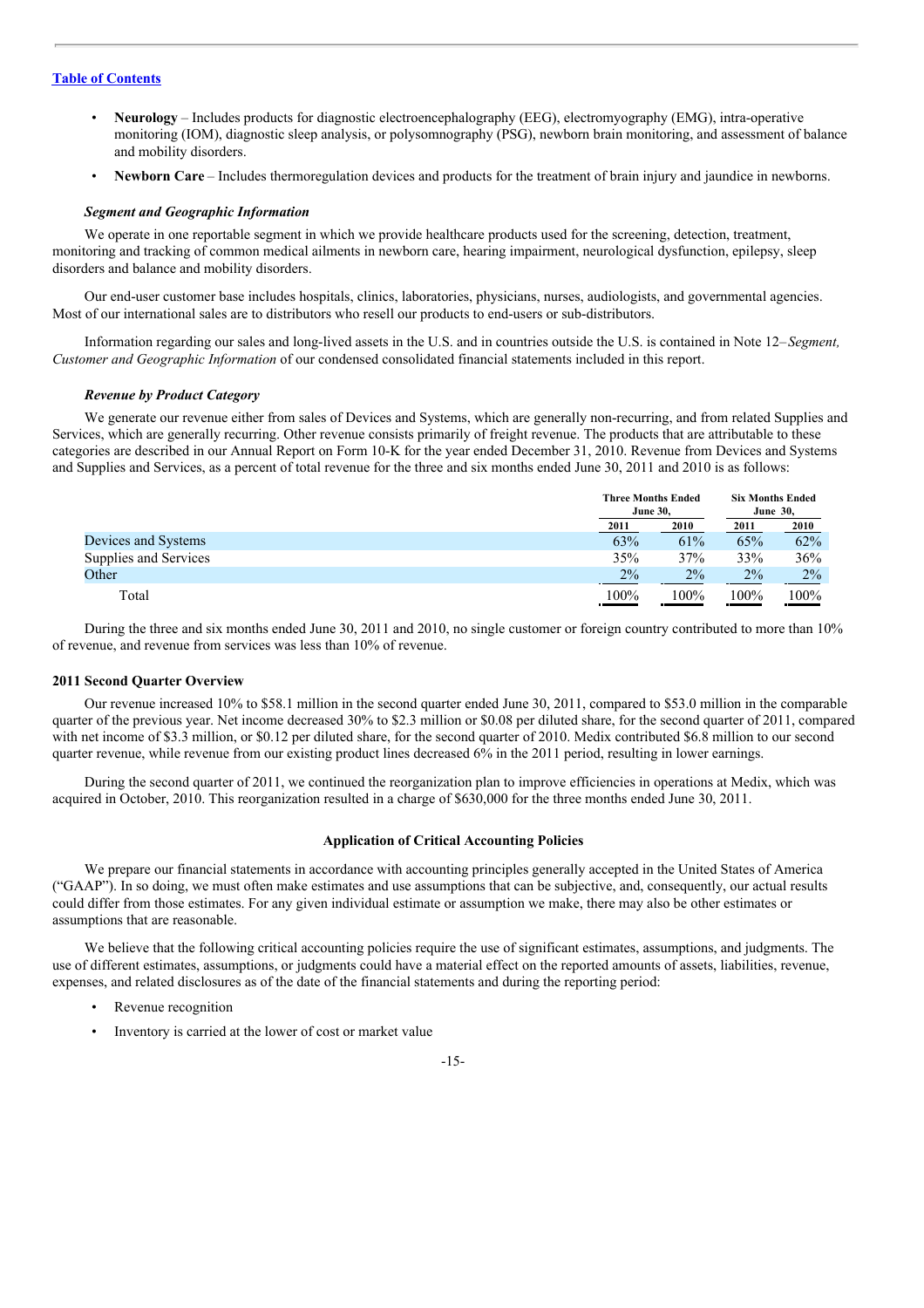- **Neurology** – Includes products for diagnostic electroencephalography (EEG), electromyography (EMG), intra-operative monitoring (IOM), diagnostic sleep analysis, or polysomnography (PSG), newborn brain monitoring, and assessment of balance and mobility disorders.
- **Newborn Care** – Includes thermoregulation devices and products for the treatment of brain injury and jaundice in newborns.

***Segment and Geographic Information***

We operate in one reportable segment in which we provide healthcare products used for the screening, detection, treatment, monitoring and tracking of common medical ailments in newborn care, hearing impairment, neurological dysfunction, epilepsy, sleep disorders and balance and mobility disorders.

Our end-user customer base includes hospitals, clinics, laboratories, physicians, nurses, audiologists, and governmental agencies. Most of our international sales are to distributors who resell our products to end-users or sub-distributors.

Information regarding our sales and long-lived assets in the U.S. and in countries outside the U.S. is contained in Note 12–*Segment, Customer and Geographic Information* of our condensed consolidated financial statements included in this report.

***Revenue by Product Category***

We generate our revenue either from sales of Devices and Systems, which are generally non-recurring, and from related Supplies and Services, which are generally recurring. Other revenue consists primarily of freight revenue. The products that are attributable to these categories are described in our Annual Report on Form 10-K for the year ended December 31, 2010. Revenue from Devices and Systems and Supplies and Services, as a percent of total revenue for the three and six months ended June 30, 2011 and 2010 is as follows:

| | Three Months Ended June 30, | | Six Months Ended June 30, | |
|---|---|---|---|---|
| | 2011 | 2010 | 2011 | 2010 |
| Devices and Systems | 63% | 61% | 65% | 62% |
| Supplies and Services | 35% | 37% | 33% | 36% |
| Other | 2% | 2% | 2% | 2% |
| Total | 100% | 100% | 100% | 100% |

During the three and six months ended June 30, 2011 and 2010, no single customer or foreign country contributed to more than 10% of revenue, and revenue from services was less than 10% of revenue.

**2011 Second Quarter Overview**

Our revenue increased 10% to $58.1 million in the second quarter ended June 30, 2011, compared to $53.0 million in the comparable quarter of the previous year. Net income decreased 30% to $2.3 million or $0.08 per diluted share, for the second quarter of 2011, compared with net income of $3.3 million, or $0.12 per diluted share, for the second quarter of 2010. Medix contributed $6.8 million to our second quarter revenue, while revenue from our existing product lines decreased 6% in the 2011 period, resulting in lower earnings.

During the second quarter of 2011, we continued the reorganization plan to improve efficiencies in operations at Medix, which was acquired in October, 2010. This reorganization resulted in a charge of $630,000 for the three months ended June 30, 2011.

## Application of Critical Accounting Policies

We prepare our financial statements in accordance with accounting principles generally accepted in the United States of America ("GAAP"). In so doing, we must often make estimates and use assumptions that can be subjective, and, consequently, our actual results could differ from those estimates. For any given individual estimate or assumption we make, there may also be other estimates or assumptions that are reasonable.

We believe that the following critical accounting policies require the use of significant estimates, assumptions, and judgments. The use of different estimates, assumptions, or judgments could have a material effect on the reported amounts of assets, liabilities, revenue, expenses, and related disclosures as of the date of the financial statements and during the reporting period:

- Revenue recognition
- Inventory is carried at the lower of cost or market value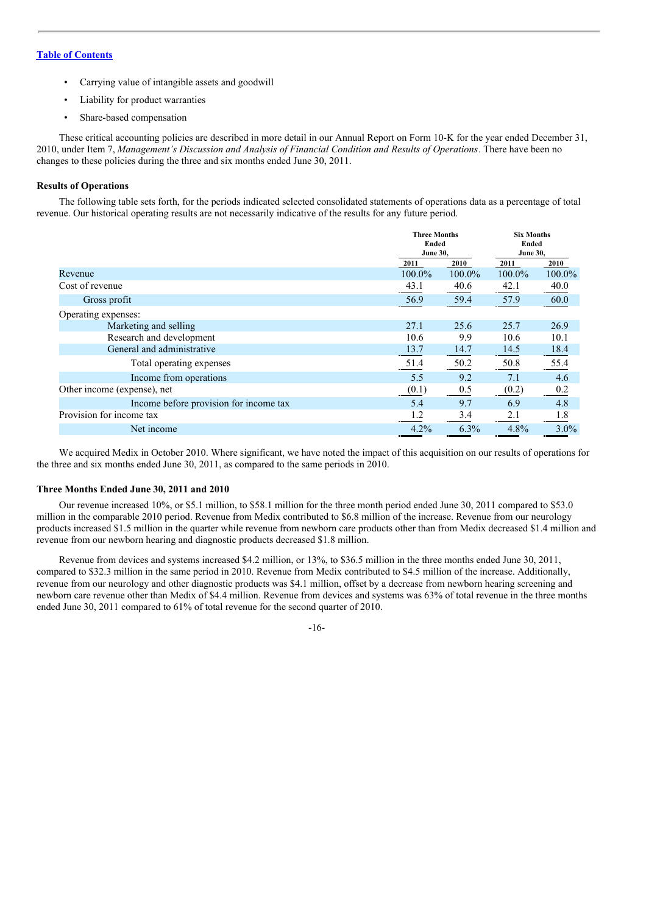[Table of Contents](#)

- Carrying value of intangible assets and goodwill
- Liability for product warranties
- Share-based compensation

These critical accounting policies are described in more detail in our Annual Report on Form 10-K for the year ended December 31, 2010, under Item 7, *Management's Discussion and Analysis of Financial Condition and Results of Operations*. There have been no changes to these policies during the three and six months ended June 30, 2011.

**Results of Operations**

The following table sets forth, for the periods indicated selected consolidated statements of operations data as a percentage of total revenue. Our historical operating results are not necessarily indicative of the results for any future period.

| | Three Months Ended June 30, | | Six Months Ended June 30, | |
|---|---|---|---|---|
| | 2011 | 2010 | 2011 | 2010 |
| Revenue | 100.0% | 100.0% | 100.0% | 100.0% |
| Cost of revenue | 43.1 | 40.6 | 42.1 | 40.0 |
| Gross profit | 56.9 | 59.4 | 57.9 | 60.0 |
| Operating expenses: | | | | |
| Marketing and selling | 27.1 | 25.6 | 25.7 | 26.9 |
| Research and development | 10.6 | 9.9 | 10.6 | 10.1 |
| General and administrative | 13.7 | 14.7 | 14.5 | 18.4 |
| Total operating expenses | 51.4 | 50.2 | 50.8 | 55.4 |
| Income from operations | 5.5 | 9.2 | 7.1 | 4.6 |
| Other income (expense), net | (0.1) | 0.5 | (0.2) | 0.2 |
| Income before provision for income tax | 5.4 | 9.7 | 6.9 | 4.8 |
| Provision for income tax | 1.2 | 3.4 | 2.1 | 1.8 |
| Net income | 4.2% | 6.3% | 4.8% | 3.0% |

We acquired Medix in October 2010. Where significant, we have noted the impact of this acquisition on our results of operations for the three and six months ended June 30, 2011, as compared to the same periods in 2010.

**Three Months Ended June 30, 2011 and 2010**

Our revenue increased 10%, or $5.1 million, to $58.1 million for the three month period ended June 30, 2011 compared to $53.0 million in the comparable 2010 period. Revenue from Medix contributed to $6.8 million of the increase. Revenue from our neurology products increased $1.5 million in the quarter while revenue from newborn care products other than from Medix decreased $1.4 million and revenue from our newborn hearing and diagnostic products decreased $1.8 million.

Revenue from devices and systems increased $4.2 million, or 13%, to $36.5 million in the three months ended June 30, 2011, compared to $32.3 million in the same period in 2010. Revenue from Medix contributed to $4.5 million of the increase. Additionally, revenue from our neurology and other diagnostic products was $4.1 million, offset by a decrease from newborn hearing screening and newborn care revenue other than Medix of $4.4 million. Revenue from devices and systems was 63% of total revenue in the three months ended June 30, 2011 compared to 61% of total revenue for the second quarter of 2010.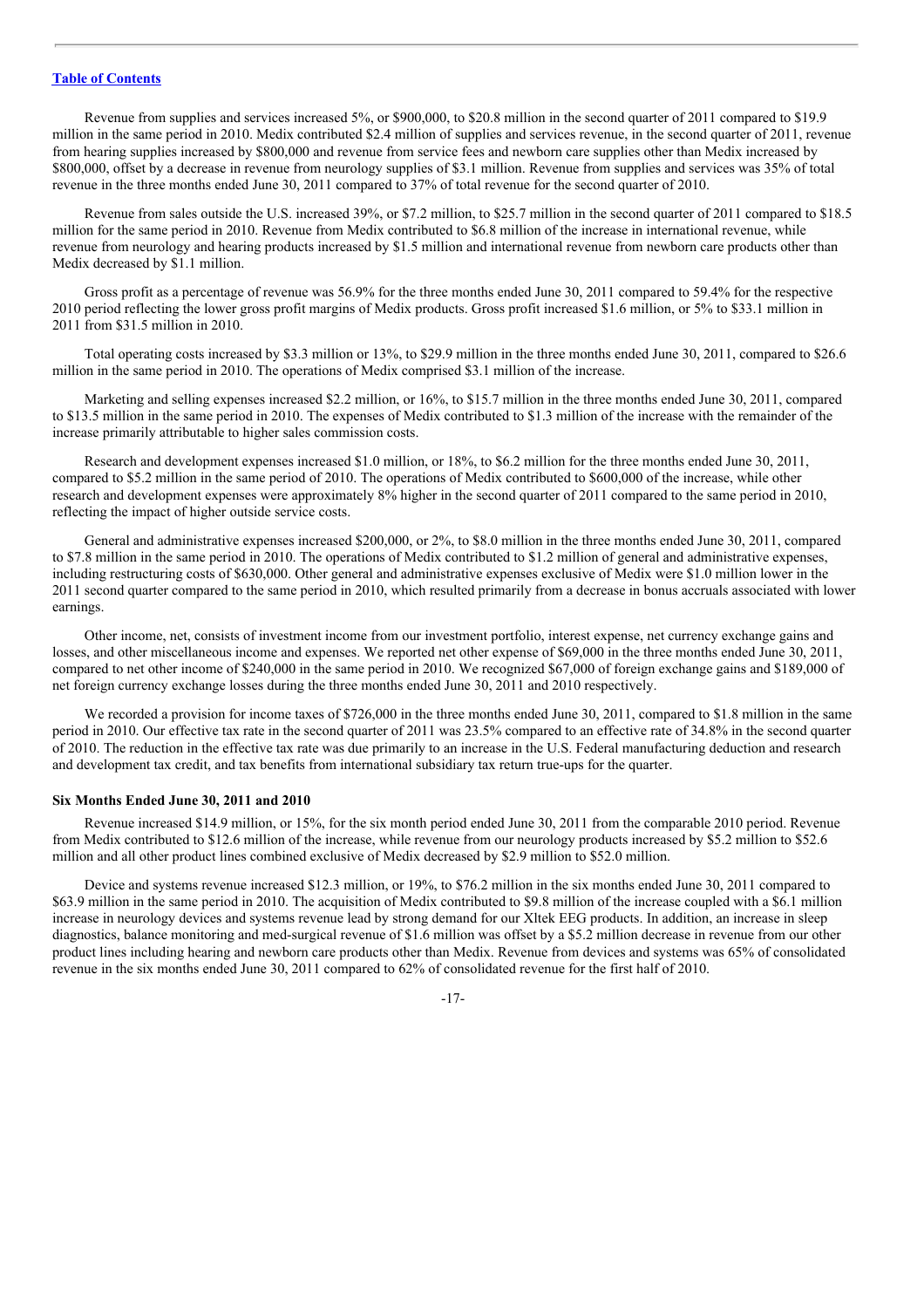Revenue from supplies and services increased 5%, or $900,000, to $20.8 million in the second quarter of 2011 compared to $19.9 million in the same period in 2010. Medix contributed $2.4 million of supplies and services revenue, in the second quarter of 2011, revenue from hearing supplies increased by $800,000 and revenue from service fees and newborn care supplies other than Medix increased by $800,000, offset by a decrease in revenue from neurology supplies of $3.1 million. Revenue from supplies and services was 35% of total revenue in the three months ended June 30, 2011 compared to 37% of total revenue for the second quarter of 2010.

Revenue from sales outside the U.S. increased 39%, or $7.2 million, to $25.7 million in the second quarter of 2011 compared to $18.5 million for the same period in 2010. Revenue from Medix contributed to $6.8 million of the increase in international revenue, while revenue from neurology and hearing products increased by $1.5 million and international revenue from newborn care products other than Medix decreased by $1.1 million.

Gross profit as a percentage of revenue was 56.9% for the three months ended June 30, 2011 compared to 59.4% for the respective 2010 period reflecting the lower gross profit margins of Medix products. Gross profit increased $1.6 million, or 5% to $33.1 million in 2011 from $31.5 million in 2010.

Total operating costs increased by $3.3 million or 13%, to $29.9 million in the three months ended June 30, 2011, compared to $26.6 million in the same period in 2010. The operations of Medix comprised $3.1 million of the increase.

Marketing and selling expenses increased $2.2 million, or 16%, to $15.7 million in the three months ended June 30, 2011, compared to $13.5 million in the same period in 2010. The expenses of Medix contributed to $1.3 million of the increase with the remainder of the increase primarily attributable to higher sales commission costs.

Research and development expenses increased $1.0 million, or 18%, to $6.2 million for the three months ended June 30, 2011, compared to $5.2 million in the same period of 2010. The operations of Medix contributed to $600,000 of the increase, while other research and development expenses were approximately 8% higher in the second quarter of 2011 compared to the same period in 2010, reflecting the impact of higher outside service costs.

General and administrative expenses increased $200,000, or 2%, to $8.0 million in the three months ended June 30, 2011, compared to $7.8 million in the same period in 2010. The operations of Medix contributed to $1.2 million of general and administrative expenses, including restructuring costs of $630,000. Other general and administrative expenses exclusive of Medix were $1.0 million lower in the 2011 second quarter compared to the same period in 2010, which resulted primarily from a decrease in bonus accruals associated with lower earnings.

Other income, net, consists of investment income from our investment portfolio, interest expense, net currency exchange gains and losses, and other miscellaneous income and expenses. We reported net other expense of $69,000 in the three months ended June 30, 2011, compared to net other income of $240,000 in the same period in 2010. We recognized $67,000 of foreign exchange gains and $189,000 of net foreign currency exchange losses during the three months ended June 30, 2011 and 2010 respectively.

We recorded a provision for income taxes of $726,000 in the three months ended June 30, 2011, compared to $1.8 million in the same period in 2010. Our effective tax rate in the second quarter of 2011 was 23.5% compared to an effective rate of 34.8% in the second quarter of 2010. The reduction in the effective tax rate was due primarily to an increase in the U.S. Federal manufacturing deduction and research and development tax credit, and tax benefits from international subsidiary tax return true-ups for the quarter.

#### Six Months Ended June 30, 2011 and 2010

Revenue increased $14.9 million, or 15%, for the six month period ended June 30, 2011 from the comparable 2010 period. Revenue from Medix contributed to $12.6 million of the increase, while revenue from our neurology products increased by $5.2 million to $52.6 million and all other product lines combined exclusive of Medix decreased by $2.9 million to $52.0 million.

Device and systems revenue increased $12.3 million, or 19%, to $76.2 million in the six months ended June 30, 2011 compared to $63.9 million in the same period in 2010. The acquisition of Medix contributed to $9.8 million of the increase coupled with a $6.1 million increase in neurology devices and systems revenue lead by strong demand for our Xltek EEG products. In addition, an increase in sleep diagnostics, balance monitoring and med-surgical revenue of $1.6 million was offset by a $5.2 million decrease in revenue from our other product lines including hearing and newborn care products other than Medix. Revenue from devices and systems was 65% of consolidated revenue in the six months ended June 30, 2011 compared to 62% of consolidated revenue for the first half of 2010.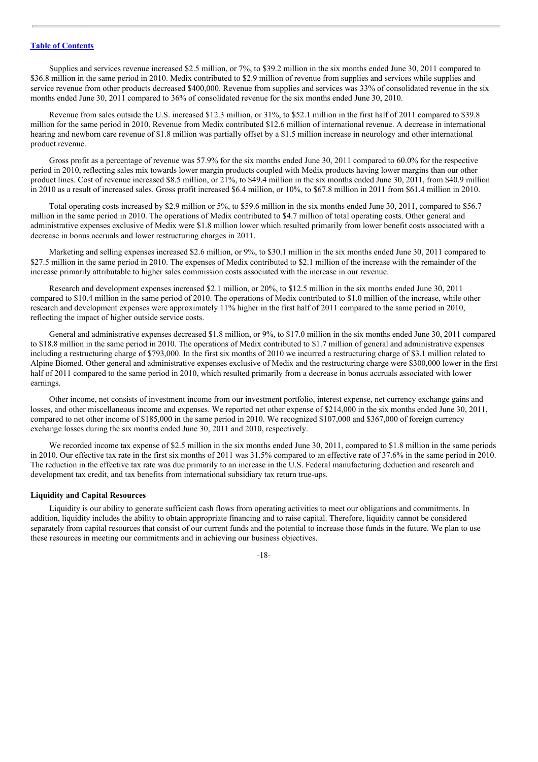Supplies and services revenue increased $2.5 million, or 7%, to $39.2 million in the six months ended June 30, 2011 compared to $36.8 million in the same period in 2010. Medix contributed to $2.9 million of revenue from supplies and services while supplies and service revenue from other products decreased $400,000. Revenue from supplies and services was 33% of consolidated revenue in the six months ended June 30, 2011 compared to 36% of consolidated revenue for the six months ended June 30, 2010.

Revenue from sales outside the U.S. increased $12.3 million, or 31%, to $52.1 million in the first half of 2011 compared to $39.8 million for the same period in 2010. Revenue from Medix contributed $12.6 million of international revenue. A decrease in international hearing and newborn care revenue of $1.8 million was partially offset by a $1.5 million increase in neurology and other international product revenue.

Gross profit as a percentage of revenue was 57.9% for the six months ended June 30, 2011 compared to 60.0% for the respective period in 2010, reflecting sales mix towards lower margin products coupled with Medix products having lower margins than our other product lines. Cost of revenue increased $8.5 million, or 21%, to $49.4 million in the six months ended June 30, 2011, from $40.9 million in 2010 as a result of increased sales. Gross profit increased $6.4 million, or 10%, to $67.8 million in 2011 from $61.4 million in 2010.

Total operating costs increased by $2.9 million or 5%, to $59.6 million in the six months ended June 30, 2011, compared to $56.7 million in the same period in 2010. The operations of Medix contributed to $4.7 million of total operating costs. Other general and administrative expenses exclusive of Medix were $1.8 million lower which resulted primarily from lower benefit costs associated with a decrease in bonus accruals and lower restructuring charges in 2011.

Marketing and selling expenses increased $2.6 million, or 9%, to $30.1 million in the six months ended June 30, 2011 compared to $27.5 million in the same period in 2010. The expenses of Medix contributed to $2.1 million of the increase with the remainder of the increase primarily attributable to higher sales commission costs associated with the increase in our revenue.

Research and development expenses increased $2.1 million, or 20%, to $12.5 million in the six months ended June 30, 2011 compared to $10.4 million in the same period of 2010. The operations of Medix contributed to $1.0 million of the increase, while other research and development expenses were approximately 11% higher in the first half of 2011 compared to the same period in 2010, reflecting the impact of higher outside service costs.

General and administrative expenses decreased $1.8 million, or 9%, to $17.0 million in the six months ended June 30, 2011 compared to $18.8 million in the same period in 2010. The operations of Medix contributed to $1.7 million of general and administrative expenses including a restructuring charge of $793,000. In the first six months of 2010 we incurred a restructuring charge of $3.1 million related to Alpine Biomed. Other general and administrative expenses exclusive of Medix and the restructuring charge were $300,000 lower in the first half of 2011 compared to the same period in 2010, which resulted primarily from a decrease in bonus accruals associated with lower earnings.

Other income, net consists of investment income from our investment portfolio, interest expense, net currency exchange gains and losses, and other miscellaneous income and expenses. We reported net other expense of $214,000 in the six months ended June 30, 2011, compared to net other income of $185,000 in the same period in 2010. We recognized $107,000 and $367,000 of foreign currency exchange losses during the six months ended June 30, 2011 and 2010, respectively.

We recorded income tax expense of $2.5 million in the six months ended June 30, 2011, compared to $1.8 million in the same periods in 2010. Our effective tax rate in the first six months of 2011 was 31.5% compared to an effective rate of 37.6% in the same period in 2010. The reduction in the effective tax rate was due primarily to an increase in the U.S. Federal manufacturing deduction and research and development tax credit, and tax benefits from international subsidiary tax return true-ups.

**Liquidity and Capital Resources**

Liquidity is our ability to generate sufficient cash flows from operating activities to meet our obligations and commitments. In addition, liquidity includes the ability to obtain appropriate financing and to raise capital. Therefore, liquidity cannot be considered separately from capital resources that consist of our current funds and the potential to increase those funds in the future. We plan to use these resources in meeting our commitments and in achieving our business objectives.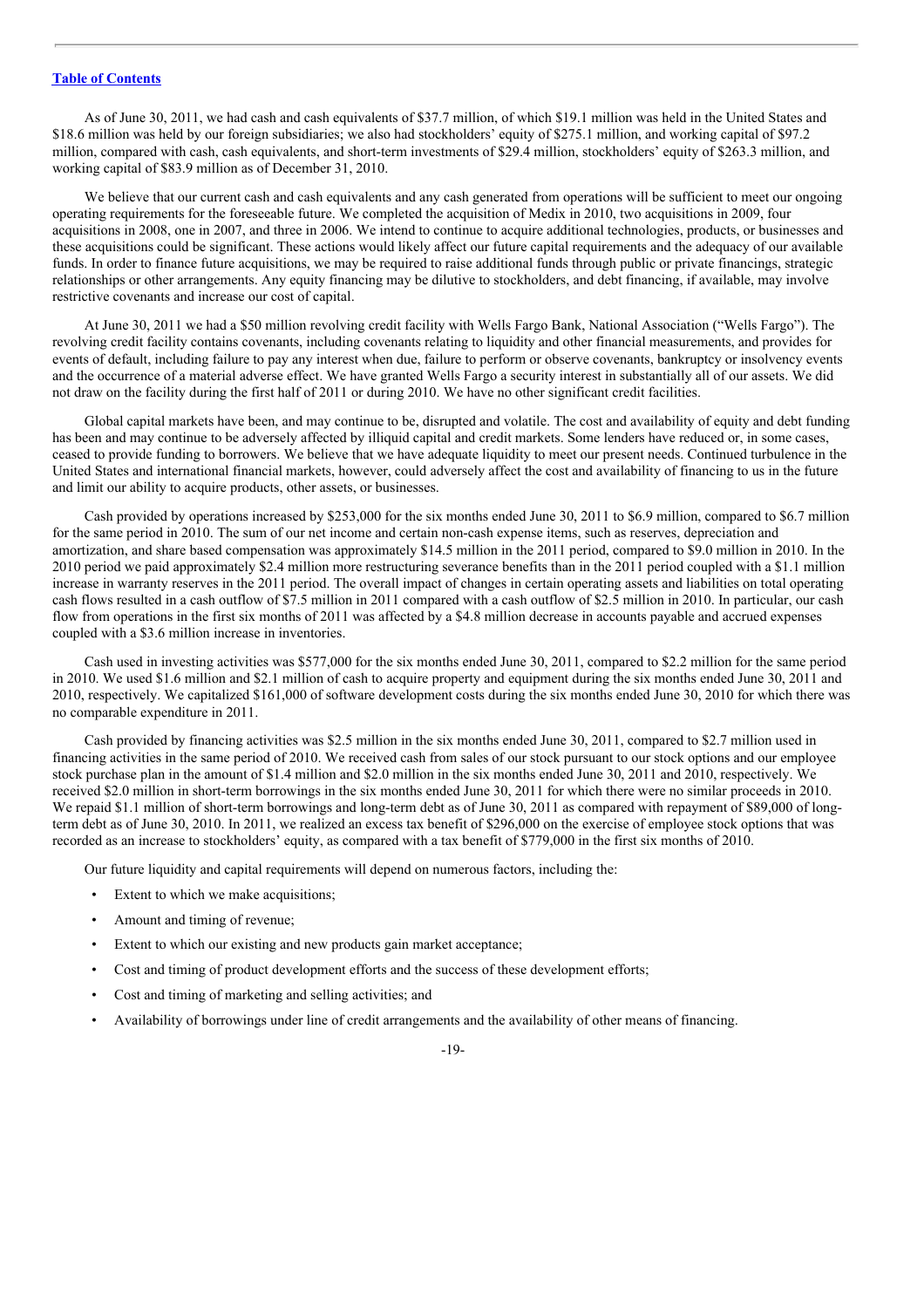[Table of Contents](#)

As of June 30, 2011, we had cash and cash equivalents of $37.7 million, of which $19.1 million was held in the United States and $18.6 million was held by our foreign subsidiaries; we also had stockholders' equity of $275.1 million, and working capital of $97.2 million, compared with cash, cash equivalents, and short-term investments of $29.4 million, stockholders' equity of $263.3 million, and working capital of $83.9 million as of December 31, 2010.

We believe that our current cash and cash equivalents and any cash generated from operations will be sufficient to meet our ongoing operating requirements for the foreseeable future. We completed the acquisition of Medix in 2010, two acquisitions in 2009, four acquisitions in 2008, one in 2007, and three in 2006. We intend to continue to acquire additional technologies, products, or businesses and these acquisitions could be significant. These actions would likely affect our future capital requirements and the adequacy of our available funds. In order to finance future acquisitions, we may be required to raise additional funds through public or private financings, strategic relationships or other arrangements. Any equity financing may be dilutive to stockholders, and debt financing, if available, may involve restrictive covenants and increase our cost of capital.

At June 30, 2011 we had a $50 million revolving credit facility with Wells Fargo Bank, National Association ("Wells Fargo"). The revolving credit facility contains covenants, including covenants relating to liquidity and other financial measurements, and provides for events of default, including failure to pay any interest when due, failure to perform or observe covenants, bankruptcy or insolvency events and the occurrence of a material adverse effect. We have granted Wells Fargo a security interest in substantially all of our assets. We did not draw on the facility during the first half of 2011 or during 2010. We have no other significant credit facilities.

Global capital markets have been, and may continue to be, disrupted and volatile. The cost and availability of equity and debt funding has been and may continue to be adversely affected by illiquid capital and credit markets. Some lenders have reduced or, in some cases, ceased to provide funding to borrowers. We believe that we have adequate liquidity to meet our present needs. Continued turbulence in the United States and international financial markets, however, could adversely affect the cost and availability of financing to us in the future and limit our ability to acquire products, other assets, or businesses.

Cash provided by operations increased by $253,000 for the six months ended June 30, 2011 to $6.9 million, compared to $6.7 million for the same period in 2010. The sum of our net income and certain non-cash expense items, such as reserves, depreciation and amortization, and share based compensation was approximately $14.5 million in the 2011 period, compared to $9.0 million in 2010. In the 2010 period we paid approximately $2.4 million more restructuring severance benefits than in the 2011 period coupled with a $1.1 million increase in warranty reserves in the 2011 period. The overall impact of changes in certain operating assets and liabilities on total operating cash flows resulted in a cash outflow of $7.5 million in 2011 compared with a cash outflow of $2.5 million in 2010. In particular, our cash flow from operations in the first six months of 2011 was affected by a $4.8 million decrease in accounts payable and accrued expenses coupled with a $3.6 million increase in inventories.

Cash used in investing activities was $577,000 for the six months ended June 30, 2011, compared to $2.2 million for the same period in 2010. We used $1.6 million and $2.1 million of cash to acquire property and equipment during the six months ended June 30, 2011 and 2010, respectively. We capitalized $161,000 of software development costs during the six months ended June 30, 2010 for which there was no comparable expenditure in 2011.

Cash provided by financing activities was $2.5 million in the six months ended June 30, 2011, compared to $2.7 million used in financing activities in the same period of 2010. We received cash from sales of our stock pursuant to our stock options and our employee stock purchase plan in the amount of $1.4 million and $2.0 million in the six months ended June 30, 2011 and 2010, respectively. We received $2.0 million in short-term borrowings in the six months ended June 30, 2011 for which there were no similar proceeds in 2010. We repaid $1.1 million of short-term borrowings and long-term debt as of June 30, 2011 as compared with repayment of $89,000 of long-term debt as of June 30, 2010. In 2011, we realized an excess tax benefit of $296,000 on the exercise of employee stock options that was recorded as an increase to stockholders' equity, as compared with a tax benefit of $779,000 in the first six months of 2010.

Our future liquidity and capital requirements will depend on numerous factors, including the:

- Extent to which we make acquisitions;
- Amount and timing of revenue;
- Extent to which our existing and new products gain market acceptance;
- Cost and timing of product development efforts and the success of these development efforts;
- Cost and timing of marketing and selling activities; and
- Availability of borrowings under line of credit arrangements and the availability of other means of financing.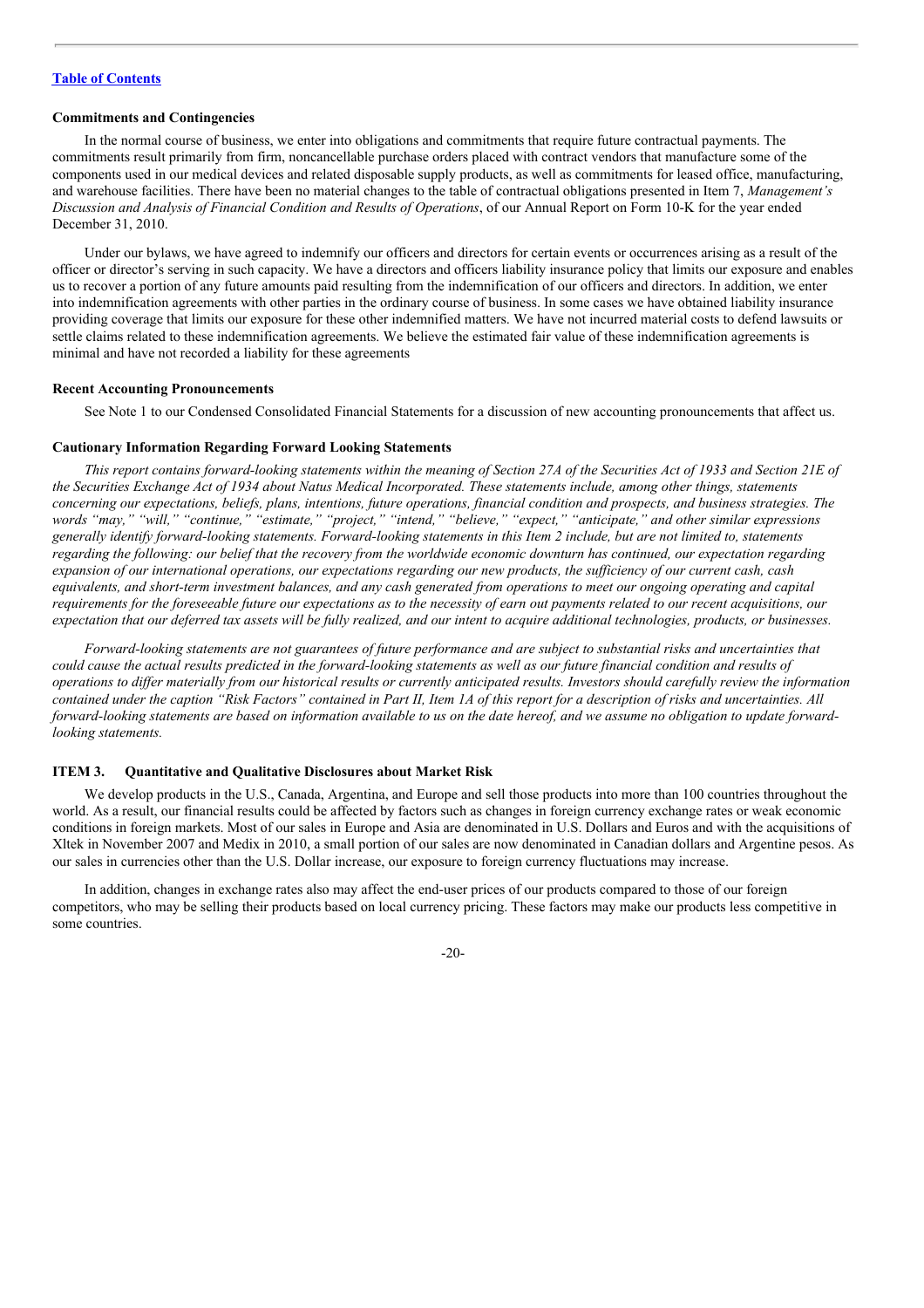**Commitments and Contingencies**

In the normal course of business, we enter into obligations and commitments that require future contractual payments. The commitments result primarily from firm, noncancellable purchase orders placed with contract vendors that manufacture some of the components used in our medical devices and related disposable supply products, as well as commitments for leased office, manufacturing, and warehouse facilities. There have been no material changes to the table of contractual obligations presented in Item 7, *Management's Discussion and Analysis of Financial Condition and Results of Operations*, of our Annual Report on Form 10-K for the year ended December 31, 2010.

Under our bylaws, we have agreed to indemnify our officers and directors for certain events or occurrences arising as a result of the officer or director's serving in such capacity. We have a directors and officers liability insurance policy that limits our exposure and enables us to recover a portion of any future amounts paid resulting from the indemnification of our officers and directors. In addition, we enter into indemnification agreements with other parties in the ordinary course of business. In some cases we have obtained liability insurance providing coverage that limits our exposure for these other indemnified matters. We have not incurred material costs to defend lawsuits or settle claims related to these indemnification agreements. We believe the estimated fair value of these indemnification agreements is minimal and have not recorded a liability for these agreements

**Recent Accounting Pronouncements**

See Note 1 to our Condensed Consolidated Financial Statements for a discussion of new accounting pronouncements that affect us.

**Cautionary Information Regarding Forward Looking Statements**

*This report contains forward-looking statements within the meaning of Section 27A of the Securities Act of 1933 and Section 21E of the Securities Exchange Act of 1934 about Natus Medical Incorporated. These statements include, among other things, statements concerning our expectations, beliefs, plans, intentions, future operations, financial condition and prospects, and business strategies. The words "may," "will," "continue," "estimate," "project," "intend," "believe," "expect," "anticipate," and other similar expressions generally identify forward-looking statements. Forward-looking statements in this Item 2 include, but are not limited to, statements regarding the following: our belief that the recovery from the worldwide economic downturn has continued, our expectation regarding expansion of our international operations, our expectations regarding our new products, the sufficiency of our current cash, cash equivalents, and short-term investment balances, and any cash generated from operations to meet our ongoing operating and capital requirements for the foreseeable future our expectations as to the necessity of earn out payments related to our recent acquisitions, our expectation that our deferred tax assets will be fully realized, and our intent to acquire additional technologies, products, or businesses.*

*Forward-looking statements are not guarantees of future performance and are subject to substantial risks and uncertainties that could cause the actual results predicted in the forward-looking statements as well as our future financial condition and results of operations to differ materially from our historical results or currently anticipated results. Investors should carefully review the information contained under the caption "Risk Factors" contained in Part II, Item 1A of this report for a description of risks and uncertainties. All forward-looking statements are based on information available to us on the date hereof, and we assume no obligation to update forward-looking statements.*

## ITEM 3. Quantitative and Qualitative Disclosures about Market Risk

We develop products in the U.S., Canada, Argentina, and Europe and sell those products into more than 100 countries throughout the world. As a result, our financial results could be affected by factors such as changes in foreign currency exchange rates or weak economic conditions in foreign markets. Most of our sales in Europe and Asia are denominated in U.S. Dollars and Euros and with the acquisitions of Xltek in November 2007 and Medix in 2010, a small portion of our sales are now denominated in Canadian dollars and Argentine pesos. As our sales in currencies other than the U.S. Dollar increase, our exposure to foreign currency fluctuations may increase.

In addition, changes in exchange rates also may affect the end-user prices of our products compared to those of our foreign competitors, who may be selling their products based on local currency pricing. These factors may make our products less competitive in some countries.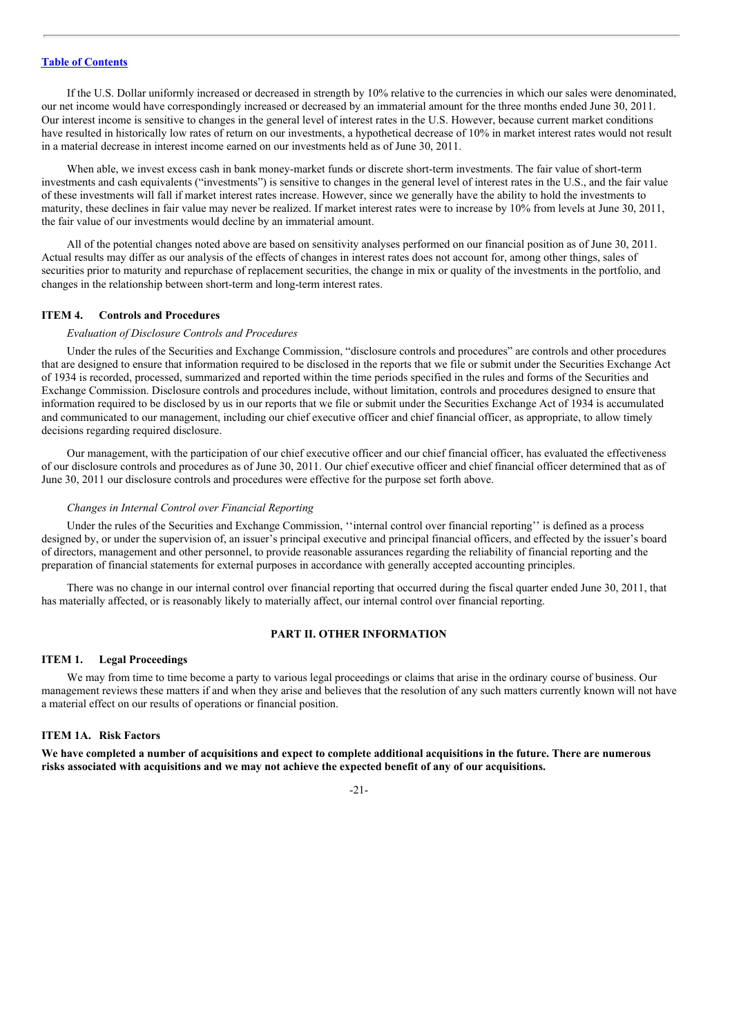If the U.S. Dollar uniformly increased or decreased in strength by 10% relative to the currencies in which our sales were denominated, our net income would have correspondingly increased or decreased by an immaterial amount for the three months ended June 30, 2011. Our interest income is sensitive to changes in the general level of interest rates in the U.S. However, because current market conditions have resulted in historically low rates of return on our investments, a hypothetical decrease of 10% in market interest rates would not result in a material decrease in interest income earned on our investments held as of June 30, 2011.

When able, we invest excess cash in bank money-market funds or discrete short-term investments. The fair value of short-term investments and cash equivalents ("investments") is sensitive to changes in the general level of interest rates in the U.S., and the fair value of these investments will fall if market interest rates increase. However, since we generally have the ability to hold the investments to maturity, these declines in fair value may never be realized. If market interest rates were to increase by 10% from levels at June 30, 2011, the fair value of our investments would decline by an immaterial amount.

All of the potential changes noted above are based on sensitivity analyses performed on our financial position as of June 30, 2011. Actual results may differ as our analysis of the effects of changes in interest rates does not account for, among other things, sales of securities prior to maturity and repurchase of replacement securities, the change in mix or quality of the investments in the portfolio, and changes in the relationship between short-term and long-term interest rates.

### ITEM 4. Controls and Procedures

*Evaluation of Disclosure Controls and Procedures*

Under the rules of the Securities and Exchange Commission, "disclosure controls and procedures" are controls and other procedures that are designed to ensure that information required to be disclosed in the reports that we file or submit under the Securities Exchange Act of 1934 is recorded, processed, summarized and reported within the time periods specified in the rules and forms of the Securities and Exchange Commission. Disclosure controls and procedures include, without limitation, controls and procedures designed to ensure that information required to be disclosed by us in our reports that we file or submit under the Securities Exchange Act of 1934 is accumulated and communicated to our management, including our chief executive officer and chief financial officer, as appropriate, to allow timely decisions regarding required disclosure.

Our management, with the participation of our chief executive officer and our chief financial officer, has evaluated the effectiveness of our disclosure controls and procedures as of June 30, 2011. Our chief executive officer and chief financial officer determined that as of June 30, 2011 our disclosure controls and procedures were effective for the purpose set forth above.

*Changes in Internal Control over Financial Reporting*

Under the rules of the Securities and Exchange Commission, ''internal control over financial reporting'' is defined as a process designed by, or under the supervision of, an issuer's principal executive and principal financial officers, and effected by the issuer's board of directors, management and other personnel, to provide reasonable assurances regarding the reliability of financial reporting and the preparation of financial statements for external purposes in accordance with generally accepted accounting principles.

There was no change in our internal control over financial reporting that occurred during the fiscal quarter ended June 30, 2011, that has materially affected, or is reasonably likely to materially affect, our internal control over financial reporting.

## PART II. OTHER INFORMATION

### ITEM 1. Legal Proceedings

We may from time to time become a party to various legal proceedings or claims that arise in the ordinary course of business. Our management reviews these matters if and when they arise and believes that the resolution of any such matters currently known will not have a material effect on our results of operations or financial position.

### ITEM 1A. Risk Factors

**We have completed a number of acquisitions and expect to complete additional acquisitions in the future. There are numerous risks associated with acquisitions and we may not achieve the expected benefit of any of our acquisitions.**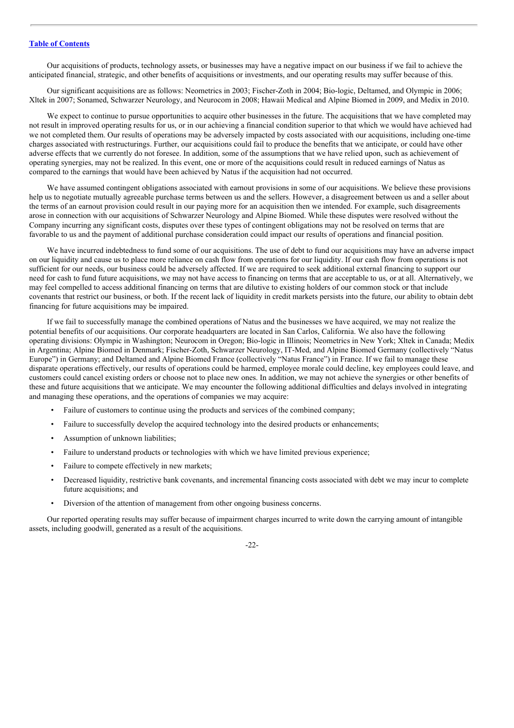Our acquisitions of products, technology assets, or businesses may have a negative impact on our business if we fail to achieve the anticipated financial, strategic, and other benefits of acquisitions or investments, and our operating results may suffer because of this.

Our significant acquisitions are as follows: Neometrics in 2003; Fischer-Zoth in 2004; Bio-logic, Deltamed, and Olympic in 2006; Xltek in 2007; Sonamed, Schwarzer Neurology, and Neurocom in 2008; Hawaii Medical and Alpine Biomed in 2009, and Medix in 2010.

We expect to continue to pursue opportunities to acquire other businesses in the future. The acquisitions that we have completed may not result in improved operating results for us, or in our achieving a financial condition superior to that which we would have achieved had we not completed them. Our results of operations may be adversely impacted by costs associated with our acquisitions, including one-time charges associated with restructurings. Further, our acquisitions could fail to produce the benefits that we anticipate, or could have other adverse effects that we currently do not foresee. In addition, some of the assumptions that we have relied upon, such as achievement of operating synergies, may not be realized. In this event, one or more of the acquisitions could result in reduced earnings of Natus as compared to the earnings that would have been achieved by Natus if the acquisition had not occurred.

We have assumed contingent obligations associated with earnout provisions in some of our acquisitions. We believe these provisions help us to negotiate mutually agreeable purchase terms between us and the sellers. However, a disagreement between us and a seller about the terms of an earnout provision could result in our paying more for an acquisition then we intended. For example, such disagreements arose in connection with our acquisitions of Schwarzer Neurology and Alpine Biomed. While these disputes were resolved without the Company incurring any significant costs, disputes over these types of contingent obligations may not be resolved on terms that are favorable to us and the payment of additional purchase consideration could impact our results of operations and financial position.

We have incurred indebtedness to fund some of our acquisitions. The use of debt to fund our acquisitions may have an adverse impact on our liquidity and cause us to place more reliance on cash flow from operations for our liquidity. If our cash flow from operations is not sufficient for our needs, our business could be adversely affected. If we are required to seek additional external financing to support our need for cash to fund future acquisitions, we may not have access to financing on terms that are acceptable to us, or at all. Alternatively, we may feel compelled to access additional financing on terms that are dilutive to existing holders of our common stock or that include covenants that restrict our business, or both. If the recent lack of liquidity in credit markets persists into the future, our ability to obtain debt financing for future acquisitions may be impaired.

If we fail to successfully manage the combined operations of Natus and the businesses we have acquired, we may not realize the potential benefits of our acquisitions. Our corporate headquarters are located in San Carlos, California. We also have the following operating divisions: Olympic in Washington; Neurocom in Oregon; Bio-logic in Illinois; Neometrics in New York; Xltek in Canada; Medix in Argentina; Alpine Biomed in Denmark; Fischer-Zoth, Schwarzer Neurology, IT-Med, and Alpine Biomed Germany (collectively "Natus Europe") in Germany; and Deltamed and Alpine Biomed France (collectively "Natus France") in France. If we fail to manage these disparate operations effectively, our results of operations could be harmed, employee morale could decline, key employees could leave, and customers could cancel existing orders or choose not to place new ones. In addition, we may not achieve the synergies or other benefits of these and future acquisitions that we anticipate. We may encounter the following additional difficulties and delays involved in integrating and managing these operations, and the operations of companies we may acquire:

- Failure of customers to continue using the products and services of the combined company;
- Failure to successfully develop the acquired technology into the desired products or enhancements;
- Assumption of unknown liabilities;
- Failure to understand products or technologies with which we have limited previous experience;
- Failure to compete effectively in new markets;
- Decreased liquidity, restrictive bank covenants, and incremental financing costs associated with debt we may incur to complete future acquisitions; and
- Diversion of the attention of management from other ongoing business concerns.

Our reported operating results may suffer because of impairment charges incurred to write down the carrying amount of intangible assets, including goodwill, generated as a result of the acquisitions.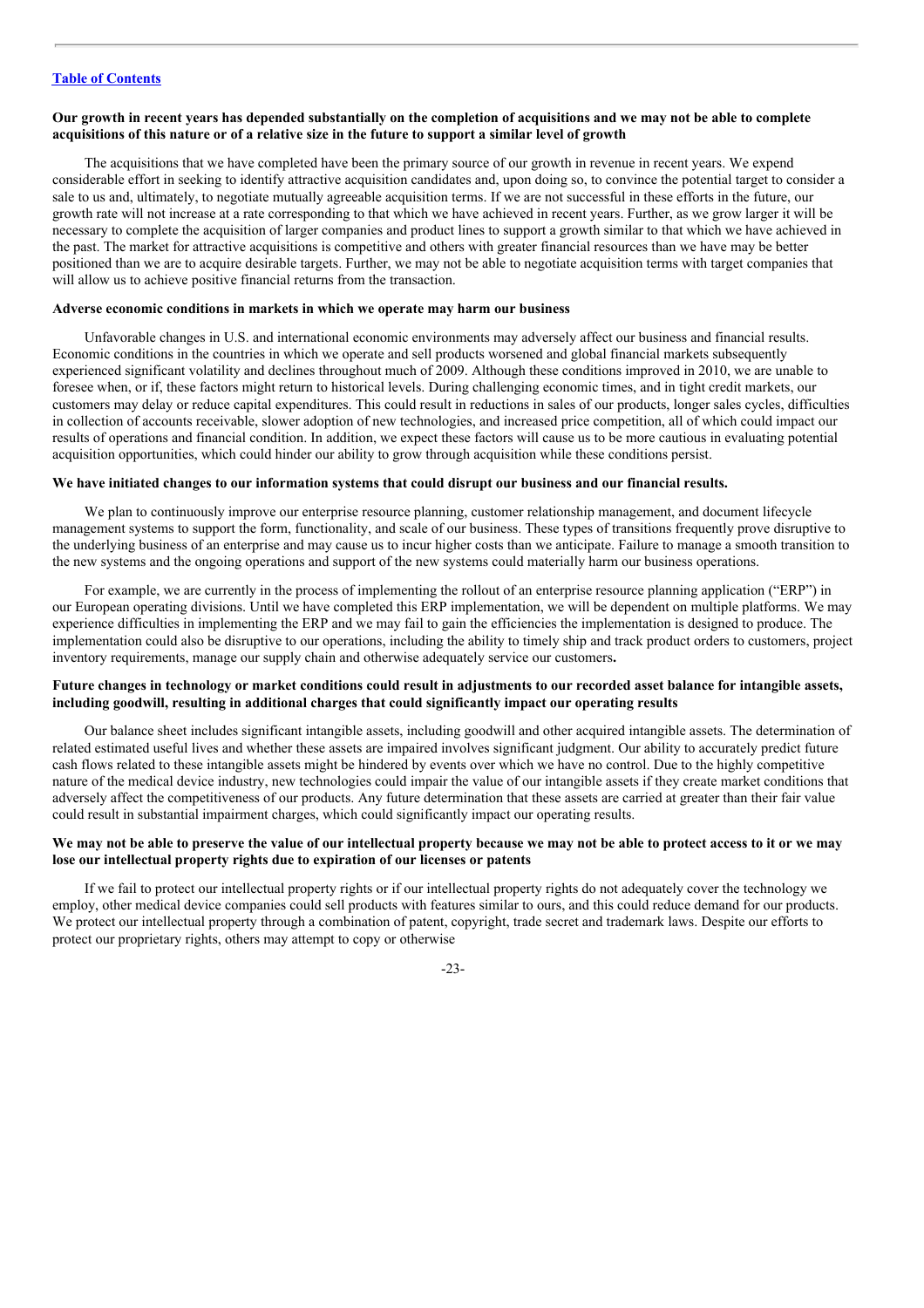**Our growth in recent years has depended substantially on the completion of acquisitions and we may not be able to complete acquisitions of this nature or of a relative size in the future to support a similar level of growth**

The acquisitions that we have completed have been the primary source of our growth in revenue in recent years. We expend considerable effort in seeking to identify attractive acquisition candidates and, upon doing so, to convince the potential target to consider a sale to us and, ultimately, to negotiate mutually agreeable acquisition terms. If we are not successful in these efforts in the future, our growth rate will not increase at a rate corresponding to that which we have achieved in recent years. Further, as we grow larger it will be necessary to complete the acquisition of larger companies and product lines to support a growth similar to that which we have achieved in the past. The market for attractive acquisitions is competitive and others with greater financial resources than we have may be better positioned than we are to acquire desirable targets. Further, we may not be able to negotiate acquisition terms with target companies that will allow us to achieve positive financial returns from the transaction.

**Adverse economic conditions in markets in which we operate may harm our business**

Unfavorable changes in U.S. and international economic environments may adversely affect our business and financial results. Economic conditions in the countries in which we operate and sell products worsened and global financial markets subsequently experienced significant volatility and declines throughout much of 2009. Although these conditions improved in 2010, we are unable to foresee when, or if, these factors might return to historical levels. During challenging economic times, and in tight credit markets, our customers may delay or reduce capital expenditures. This could result in reductions in sales of our products, longer sales cycles, difficulties in collection of accounts receivable, slower adoption of new technologies, and increased price competition, all of which could impact our results of operations and financial condition. In addition, we expect these factors will cause us to be more cautious in evaluating potential acquisition opportunities, which could hinder our ability to grow through acquisition while these conditions persist.

**We have initiated changes to our information systems that could disrupt our business and our financial results.**

We plan to continuously improve our enterprise resource planning, customer relationship management, and document lifecycle management systems to support the form, functionality, and scale of our business. These types of transitions frequently prove disruptive to the underlying business of an enterprise and may cause us to incur higher costs than we anticipate. Failure to manage a smooth transition to the new systems and the ongoing operations and support of the new systems could materially harm our business operations.

For example, we are currently in the process of implementing the rollout of an enterprise resource planning application ("ERP") in our European operating divisions. Until we have completed this ERP implementation, we will be dependent on multiple platforms. We may experience difficulties in implementing the ERP and we may fail to gain the efficiencies the implementation is designed to produce. The implementation could also be disruptive to our operations, including the ability to timely ship and track product orders to customers, project inventory requirements, manage our supply chain and otherwise adequately service our customers**.**

**Future changes in technology or market conditions could result in adjustments to our recorded asset balance for intangible assets, including goodwill, resulting in additional charges that could significantly impact our operating results**

Our balance sheet includes significant intangible assets, including goodwill and other acquired intangible assets. The determination of related estimated useful lives and whether these assets are impaired involves significant judgment. Our ability to accurately predict future cash flows related to these intangible assets might be hindered by events over which we have no control. Due to the highly competitive nature of the medical device industry, new technologies could impair the value of our intangible assets if they create market conditions that adversely affect the competitiveness of our products. Any future determination that these assets are carried at greater than their fair value could result in substantial impairment charges, which could significantly impact our operating results.

**We may not be able to preserve the value of our intellectual property because we may not be able to protect access to it or we may lose our intellectual property rights due to expiration of our licenses or patents**

If we fail to protect our intellectual property rights or if our intellectual property rights do not adequately cover the technology we employ, other medical device companies could sell products with features similar to ours, and this could reduce demand for our products. We protect our intellectual property through a combination of patent, copyright, trade secret and trademark laws. Despite our efforts to protect our proprietary rights, others may attempt to copy or otherwise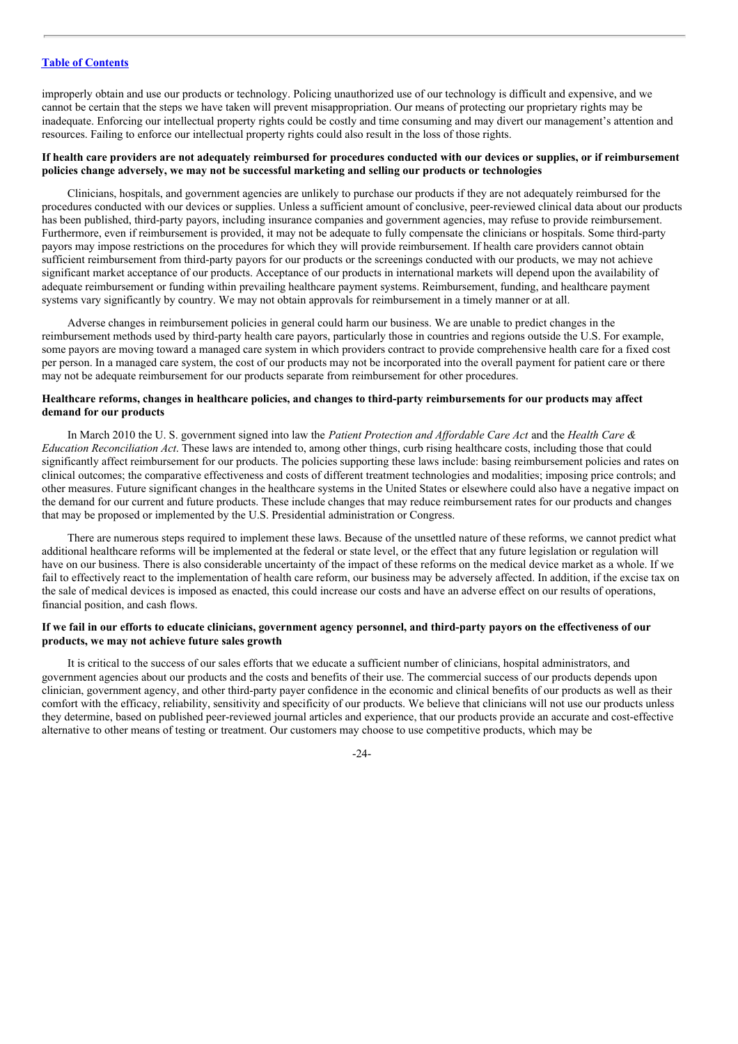improperly obtain and use our products or technology. Policing unauthorized use of our technology is difficult and expensive, and we cannot be certain that the steps we have taken will prevent misappropriation. Our means of protecting our proprietary rights may be inadequate. Enforcing our intellectual property rights could be costly and time consuming and may divert our management's attention and resources. Failing to enforce our intellectual property rights could also result in the loss of those rights.

**If health care providers are not adequately reimbursed for procedures conducted with our devices or supplies, or if reimbursement policies change adversely, we may not be successful marketing and selling our products or technologies**

Clinicians, hospitals, and government agencies are unlikely to purchase our products if they are not adequately reimbursed for the procedures conducted with our devices or supplies. Unless a sufficient amount of conclusive, peer-reviewed clinical data about our products has been published, third-party payors, including insurance companies and government agencies, may refuse to provide reimbursement. Furthermore, even if reimbursement is provided, it may not be adequate to fully compensate the clinicians or hospitals. Some third-party payors may impose restrictions on the procedures for which they will provide reimbursement. If health care providers cannot obtain sufficient reimbursement from third-party payors for our products or the screenings conducted with our products, we may not achieve significant market acceptance of our products. Acceptance of our products in international markets will depend upon the availability of adequate reimbursement or funding within prevailing healthcare payment systems. Reimbursement, funding, and healthcare payment systems vary significantly by country. We may not obtain approvals for reimbursement in a timely manner or at all.

Adverse changes in reimbursement policies in general could harm our business. We are unable to predict changes in the reimbursement methods used by third-party health care payors, particularly those in countries and regions outside the U.S. For example, some payors are moving toward a managed care system in which providers contract to provide comprehensive health care for a fixed cost per person. In a managed care system, the cost of our products may not be incorporated into the overall payment for patient care or there may not be adequate reimbursement for our products separate from reimbursement for other procedures.

**Healthcare reforms, changes in healthcare policies, and changes to third-party reimbursements for our products may affect demand for our products**

In March 2010 the U. S. government signed into law the *Patient Protection and Affordable Care Act* and the *Health Care & Education Reconciliation Act*. These laws are intended to, among other things, curb rising healthcare costs, including those that could significantly affect reimbursement for our products. The policies supporting these laws include: basing reimbursement policies and rates on clinical outcomes; the comparative effectiveness and costs of different treatment technologies and modalities; imposing price controls; and other measures. Future significant changes in the healthcare systems in the United States or elsewhere could also have a negative impact on the demand for our current and future products. These include changes that may reduce reimbursement rates for our products and changes that may be proposed or implemented by the U.S. Presidential administration or Congress.

There are numerous steps required to implement these laws. Because of the unsettled nature of these reforms, we cannot predict what additional healthcare reforms will be implemented at the federal or state level, or the effect that any future legislation or regulation will have on our business. There is also considerable uncertainty of the impact of these reforms on the medical device market as a whole. If we fail to effectively react to the implementation of health care reform, our business may be adversely affected. In addition, if the excise tax on the sale of medical devices is imposed as enacted, this could increase our costs and have an adverse effect on our results of operations, financial position, and cash flows.

**If we fail in our efforts to educate clinicians, government agency personnel, and third-party payors on the effectiveness of our products, we may not achieve future sales growth**

It is critical to the success of our sales efforts that we educate a sufficient number of clinicians, hospital administrators, and government agencies about our products and the costs and benefits of their use. The commercial success of our products depends upon clinician, government agency, and other third-party payer confidence in the economic and clinical benefits of our products as well as their comfort with the efficacy, reliability, sensitivity and specificity of our products. We believe that clinicians will not use our products unless they determine, based on published peer-reviewed journal articles and experience, that our products provide an accurate and cost-effective alternative to other means of testing or treatment. Our customers may choose to use competitive products, which may be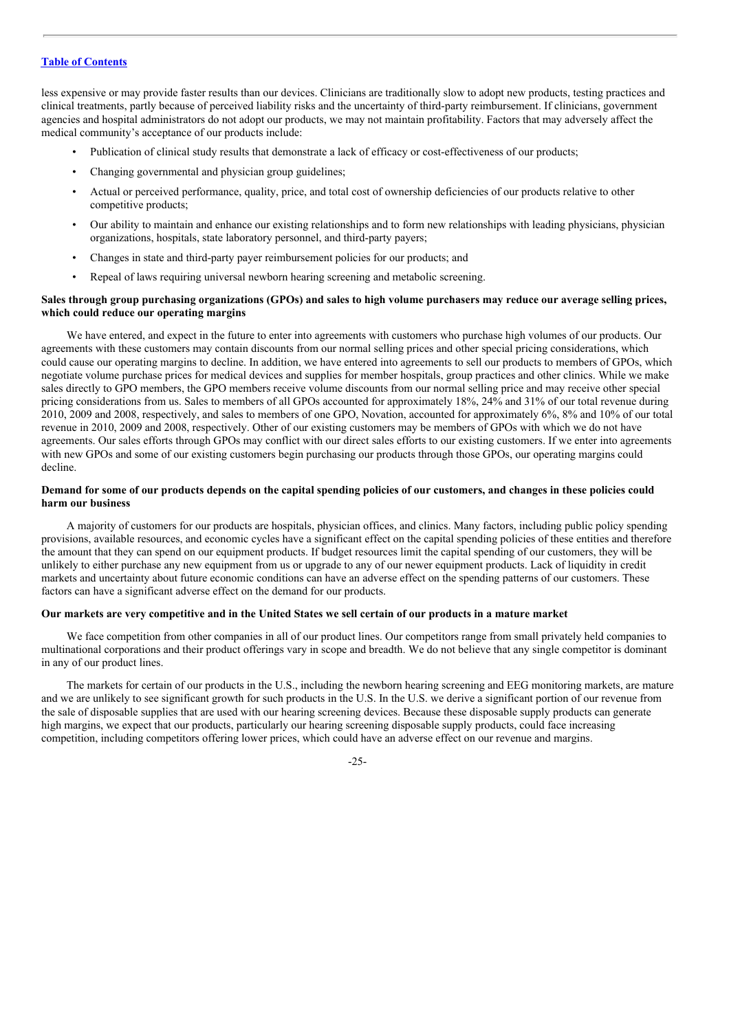less expensive or may provide faster results than our devices. Clinicians are traditionally slow to adopt new products, testing practices and clinical treatments, partly because of perceived liability risks and the uncertainty of third-party reimbursement. If clinicians, government agencies and hospital administrators do not adopt our products, we may not maintain profitability. Factors that may adversely affect the medical community's acceptance of our products include:

- Publication of clinical study results that demonstrate a lack of efficacy or cost-effectiveness of our products;
- Changing governmental and physician group guidelines;
- Actual or perceived performance, quality, price, and total cost of ownership deficiencies of our products relative to other competitive products;
- Our ability to maintain and enhance our existing relationships and to form new relationships with leading physicians, physician organizations, hospitals, state laboratory personnel, and third-party payers;
- Changes in state and third-party payer reimbursement policies for our products; and
- Repeal of laws requiring universal newborn hearing screening and metabolic screening.

**Sales through group purchasing organizations (GPOs) and sales to high volume purchasers may reduce our average selling prices, which could reduce our operating margins**

We have entered, and expect in the future to enter into agreements with customers who purchase high volumes of our products. Our agreements with these customers may contain discounts from our normal selling prices and other special pricing considerations, which could cause our operating margins to decline. In addition, we have entered into agreements to sell our products to members of GPOs, which negotiate volume purchase prices for medical devices and supplies for member hospitals, group practices and other clinics. While we make sales directly to GPO members, the GPO members receive volume discounts from our normal selling price and may receive other special pricing considerations from us. Sales to members of all GPOs accounted for approximately 18%, 24% and 31% of our total revenue during 2010, 2009 and 2008, respectively, and sales to members of one GPO, Novation, accounted for approximately 6%, 8% and 10% of our total revenue in 2010, 2009 and 2008, respectively. Other of our existing customers may be members of GPOs with which we do not have agreements. Our sales efforts through GPOs may conflict with our direct sales efforts to our existing customers. If we enter into agreements with new GPOs and some of our existing customers begin purchasing our products through those GPOs, our operating margins could decline.

**Demand for some of our products depends on the capital spending policies of our customers, and changes in these policies could harm our business**

A majority of customers for our products are hospitals, physician offices, and clinics. Many factors, including public policy spending provisions, available resources, and economic cycles have a significant effect on the capital spending policies of these entities and therefore the amount that they can spend on our equipment products. If budget resources limit the capital spending of our customers, they will be unlikely to either purchase any new equipment from us or upgrade to any of our newer equipment products. Lack of liquidity in credit markets and uncertainty about future economic conditions can have an adverse effect on the spending patterns of our customers. These factors can have a significant adverse effect on the demand for our products.

**Our markets are very competitive and in the United States we sell certain of our products in a mature market**

We face competition from other companies in all of our product lines. Our competitors range from small privately held companies to multinational corporations and their product offerings vary in scope and breadth. We do not believe that any single competitor is dominant in any of our product lines.

The markets for certain of our products in the U.S., including the newborn hearing screening and EEG monitoring markets, are mature and we are unlikely to see significant growth for such products in the U.S. In the U.S. we derive a significant portion of our revenue from the sale of disposable supplies that are used with our hearing screening devices. Because these disposable supply products can generate high margins, we expect that our products, particularly our hearing screening disposable supply products, could face increasing competition, including competitors offering lower prices, which could have an adverse effect on our revenue and margins.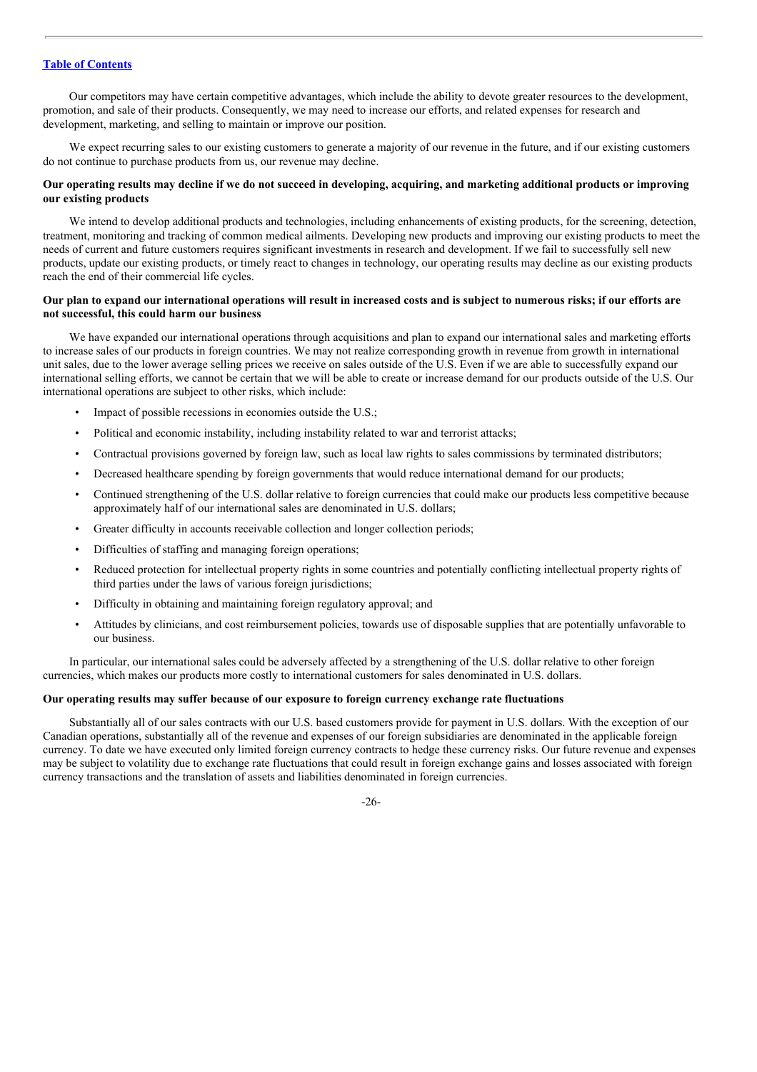Our competitors may have certain competitive advantages, which include the ability to devote greater resources to the development, promotion, and sale of their products. Consequently, we may need to increase our efforts, and related expenses for research and development, marketing, and selling to maintain or improve our position.

We expect recurring sales to our existing customers to generate a majority of our revenue in the future, and if our existing customers do not continue to purchase products from us, our revenue may decline.

**Our operating results may decline if we do not succeed in developing, acquiring, and marketing additional products or improving our existing products**

We intend to develop additional products and technologies, including enhancements of existing products, for the screening, detection, treatment, monitoring and tracking of common medical ailments. Developing new products and improving our existing products to meet the needs of current and future customers requires significant investments in research and development. If we fail to successfully sell new products, update our existing products, or timely react to changes in technology, our operating results may decline as our existing products reach the end of their commercial life cycles.

**Our plan to expand our international operations will result in increased costs and is subject to numerous risks; if our efforts are not successful, this could harm our business**

We have expanded our international operations through acquisitions and plan to expand our international sales and marketing efforts to increase sales of our products in foreign countries. We may not realize corresponding growth in revenue from growth in international unit sales, due to the lower average selling prices we receive on sales outside of the U.S. Even if we are able to successfully expand our international selling efforts, we cannot be certain that we will be able to create or increase demand for our products outside of the U.S. Our international operations are subject to other risks, which include:

- Impact of possible recessions in economies outside the U.S.;
- Political and economic instability, including instability related to war and terrorist attacks;
- Contractual provisions governed by foreign law, such as local law rights to sales commissions by terminated distributors;
- Decreased healthcare spending by foreign governments that would reduce international demand for our products;
- Continued strengthening of the U.S. dollar relative to foreign currencies that could make our products less competitive because approximately half of our international sales are denominated in U.S. dollars;
- Greater difficulty in accounts receivable collection and longer collection periods;
- Difficulties of staffing and managing foreign operations;
- Reduced protection for intellectual property rights in some countries and potentially conflicting intellectual property rights of third parties under the laws of various foreign jurisdictions;
- Difficulty in obtaining and maintaining foreign regulatory approval; and
- Attitudes by clinicians, and cost reimbursement policies, towards use of disposable supplies that are potentially unfavorable to our business.

In particular, our international sales could be adversely affected by a strengthening of the U.S. dollar relative to other foreign currencies, which makes our products more costly to international customers for sales denominated in U.S. dollars.

**Our operating results may suffer because of our exposure to foreign currency exchange rate fluctuations**

Substantially all of our sales contracts with our U.S. based customers provide for payment in U.S. dollars. With the exception of our Canadian operations, substantially all of the revenue and expenses of our foreign subsidiaries are denominated in the applicable foreign currency. To date we have executed only limited foreign currency contracts to hedge these currency risks. Our future revenue and expenses may be subject to volatility due to exchange rate fluctuations that could result in foreign exchange gains and losses associated with foreign currency transactions and the translation of assets and liabilities denominated in foreign currencies.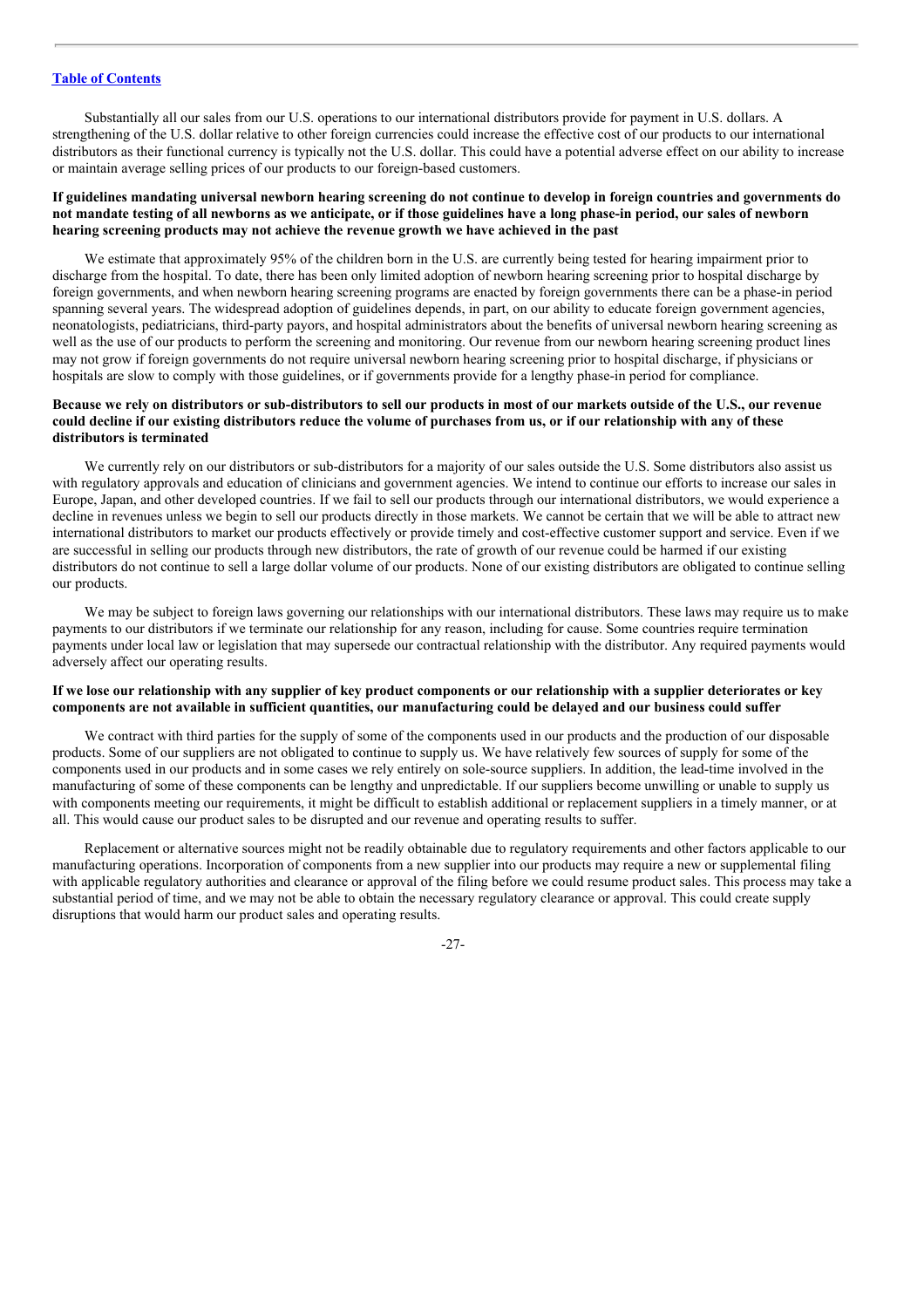Substantially all our sales from our U.S. operations to our international distributors provide for payment in U.S. dollars. A strengthening of the U.S. dollar relative to other foreign currencies could increase the effective cost of our products to our international distributors as their functional currency is typically not the U.S. dollar. This could have a potential adverse effect on our ability to increase or maintain average selling prices of our products to our foreign-based customers.

**If guidelines mandating universal newborn hearing screening do not continue to develop in foreign countries and governments do not mandate testing of all newborns as we anticipate, or if those guidelines have a long phase-in period, our sales of newborn hearing screening products may not achieve the revenue growth we have achieved in the past**

We estimate that approximately 95% of the children born in the U.S. are currently being tested for hearing impairment prior to discharge from the hospital. To date, there has been only limited adoption of newborn hearing screening prior to hospital discharge by foreign governments, and when newborn hearing screening programs are enacted by foreign governments there can be a phase-in period spanning several years. The widespread adoption of guidelines depends, in part, on our ability to educate foreign government agencies, neonatologists, pediatricians, third-party payors, and hospital administrators about the benefits of universal newborn hearing screening as well as the use of our products to perform the screening and monitoring. Our revenue from our newborn hearing screening product lines may not grow if foreign governments do not require universal newborn hearing screening prior to hospital discharge, if physicians or hospitals are slow to comply with those guidelines, or if governments provide for a lengthy phase-in period for compliance.

**Because we rely on distributors or sub-distributors to sell our products in most of our markets outside of the U.S., our revenue could decline if our existing distributors reduce the volume of purchases from us, or if our relationship with any of these distributors is terminated**

We currently rely on our distributors or sub-distributors for a majority of our sales outside the U.S. Some distributors also assist us with regulatory approvals and education of clinicians and government agencies. We intend to continue our efforts to increase our sales in Europe, Japan, and other developed countries. If we fail to sell our products through our international distributors, we would experience a decline in revenues unless we begin to sell our products directly in those markets. We cannot be certain that we will be able to attract new international distributors to market our products effectively or provide timely and cost-effective customer support and service. Even if we are successful in selling our products through new distributors, the rate of growth of our revenue could be harmed if our existing distributors do not continue to sell a large dollar volume of our products. None of our existing distributors are obligated to continue selling our products.

We may be subject to foreign laws governing our relationships with our international distributors. These laws may require us to make payments to our distributors if we terminate our relationship for any reason, including for cause. Some countries require termination payments under local law or legislation that may supersede our contractual relationship with the distributor. Any required payments would adversely affect our operating results.

**If we lose our relationship with any supplier of key product components or our relationship with a supplier deteriorates or key components are not available in sufficient quantities, our manufacturing could be delayed and our business could suffer**

We contract with third parties for the supply of some of the components used in our products and the production of our disposable products. Some of our suppliers are not obligated to continue to supply us. We have relatively few sources of supply for some of the components used in our products and in some cases we rely entirely on sole-source suppliers. In addition, the lead-time involved in the manufacturing of some of these components can be lengthy and unpredictable. If our suppliers become unwilling or unable to supply us with components meeting our requirements, it might be difficult to establish additional or replacement suppliers in a timely manner, or at all. This would cause our product sales to be disrupted and our revenue and operating results to suffer.

Replacement or alternative sources might not be readily obtainable due to regulatory requirements and other factors applicable to our manufacturing operations. Incorporation of components from a new supplier into our products may require a new or supplemental filing with applicable regulatory authorities and clearance or approval of the filing before we could resume product sales. This process may take a substantial period of time, and we may not be able to obtain the necessary regulatory clearance or approval. This could create supply disruptions that would harm our product sales and operating results.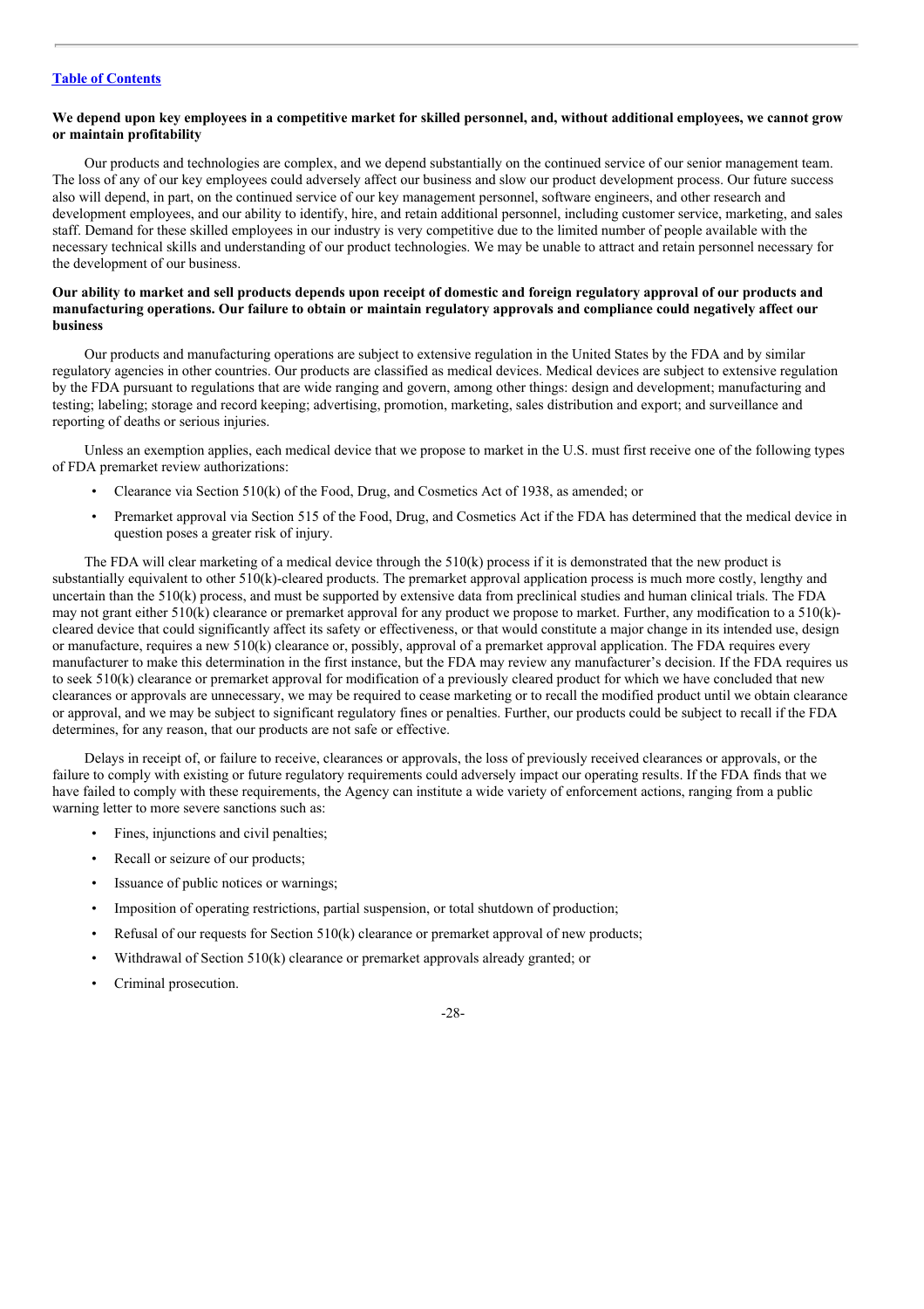[Table of Contents](#)

**We depend upon key employees in a competitive market for skilled personnel, and, without additional employees, we cannot grow or maintain profitability**

Our products and technologies are complex, and we depend substantially on the continued service of our senior management team. The loss of any of our key employees could adversely affect our business and slow our product development process. Our future success also will depend, in part, on the continued service of our key management personnel, software engineers, and other research and development employees, and our ability to identify, hire, and retain additional personnel, including customer service, marketing, and sales staff. Demand for these skilled employees in our industry is very competitive due to the limited number of people available with the necessary technical skills and understanding of our product technologies. We may be unable to attract and retain personnel necessary for the development of our business.

**Our ability to market and sell products depends upon receipt of domestic and foreign regulatory approval of our products and manufacturing operations. Our failure to obtain or maintain regulatory approvals and compliance could negatively affect our business**

Our products and manufacturing operations are subject to extensive regulation in the United States by the FDA and by similar regulatory agencies in other countries. Our products are classified as medical devices. Medical devices are subject to extensive regulation by the FDA pursuant to regulations that are wide ranging and govern, among other things: design and development; manufacturing and testing; labeling; storage and record keeping; advertising, promotion, marketing, sales distribution and export; and surveillance and reporting of deaths or serious injuries.

Unless an exemption applies, each medical device that we propose to market in the U.S. must first receive one of the following types of FDA premarket review authorizations:

- Clearance via Section 510(k) of the Food, Drug, and Cosmetics Act of 1938, as amended; or
- Premarket approval via Section 515 of the Food, Drug, and Cosmetics Act if the FDA has determined that the medical device in question poses a greater risk of injury.

The FDA will clear marketing of a medical device through the 510(k) process if it is demonstrated that the new product is substantially equivalent to other 510(k)-cleared products. The premarket approval application process is much more costly, lengthy and uncertain than the 510(k) process, and must be supported by extensive data from preclinical studies and human clinical trials. The FDA may not grant either 510(k) clearance or premarket approval for any product we propose to market. Further, any modification to a 510(k)-cleared device that could significantly affect its safety or effectiveness, or that would constitute a major change in its intended use, design or manufacture, requires a new 510(k) clearance or, possibly, approval of a premarket approval application. The FDA requires every manufacturer to make this determination in the first instance, but the FDA may review any manufacturer's decision. If the FDA requires us to seek 510(k) clearance or premarket approval for modification of a previously cleared product for which we have concluded that new clearances or approvals are unnecessary, we may be required to cease marketing or to recall the modified product until we obtain clearance or approval, and we may be subject to significant regulatory fines or penalties. Further, our products could be subject to recall if the FDA determines, for any reason, that our products are not safe or effective.

Delays in receipt of, or failure to receive, clearances or approvals, the loss of previously received clearances or approvals, or the failure to comply with existing or future regulatory requirements could adversely impact our operating results. If the FDA finds that we have failed to comply with these requirements, the Agency can institute a wide variety of enforcement actions, ranging from a public warning letter to more severe sanctions such as:

- Fines, injunctions and civil penalties;
- Recall or seizure of our products;
- Issuance of public notices or warnings;
- Imposition of operating restrictions, partial suspension, or total shutdown of production;
- Refusal of our requests for Section 510(k) clearance or premarket approval of new products;
- Withdrawal of Section 510(k) clearance or premarket approvals already granted; or
- Criminal prosecution.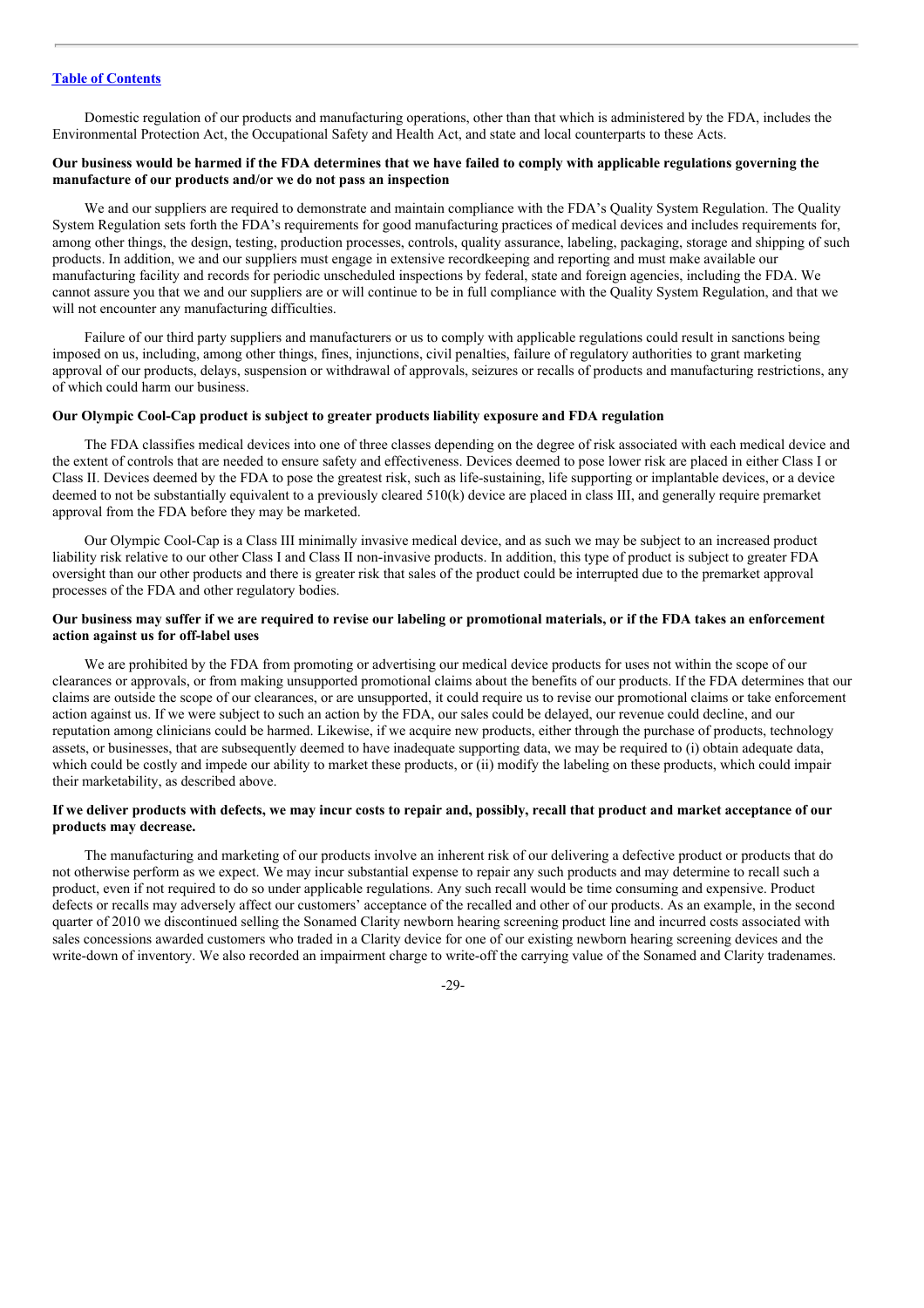Domestic regulation of our products and manufacturing operations, other than that which is administered by the FDA, includes the Environmental Protection Act, the Occupational Safety and Health Act, and state and local counterparts to these Acts.

**Our business would be harmed if the FDA determines that we have failed to comply with applicable regulations governing the manufacture of our products and/or we do not pass an inspection**

We and our suppliers are required to demonstrate and maintain compliance with the FDA's Quality System Regulation. The Quality System Regulation sets forth the FDA's requirements for good manufacturing practices of medical devices and includes requirements for, among other things, the design, testing, production processes, controls, quality assurance, labeling, packaging, storage and shipping of such products. In addition, we and our suppliers must engage in extensive recordkeeping and reporting and must make available our manufacturing facility and records for periodic unscheduled inspections by federal, state and foreign agencies, including the FDA. We cannot assure you that we and our suppliers are or will continue to be in full compliance with the Quality System Regulation, and that we will not encounter any manufacturing difficulties.

Failure of our third party suppliers and manufacturers or us to comply with applicable regulations could result in sanctions being imposed on us, including, among other things, fines, injunctions, civil penalties, failure of regulatory authorities to grant marketing approval of our products, delays, suspension or withdrawal of approvals, seizures or recalls of products and manufacturing restrictions, any of which could harm our business.

**Our Olympic Cool-Cap product is subject to greater products liability exposure and FDA regulation**

The FDA classifies medical devices into one of three classes depending on the degree of risk associated with each medical device and the extent of controls that are needed to ensure safety and effectiveness. Devices deemed to pose lower risk are placed in either Class I or Class II. Devices deemed by the FDA to pose the greatest risk, such as life-sustaining, life supporting or implantable devices, or a device deemed to not be substantially equivalent to a previously cleared 510(k) device are placed in class III, and generally require premarket approval from the FDA before they may be marketed.

Our Olympic Cool-Cap is a Class III minimally invasive medical device, and as such we may be subject to an increased product liability risk relative to our other Class I and Class II non-invasive products. In addition, this type of product is subject to greater FDA oversight than our other products and there is greater risk that sales of the product could be interrupted due to the premarket approval processes of the FDA and other regulatory bodies.

**Our business may suffer if we are required to revise our labeling or promotional materials, or if the FDA takes an enforcement action against us for off-label uses**

We are prohibited by the FDA from promoting or advertising our medical device products for uses not within the scope of our clearances or approvals, or from making unsupported promotional claims about the benefits of our products. If the FDA determines that our claims are outside the scope of our clearances, or are unsupported, it could require us to revise our promotional claims or take enforcement action against us. If we were subject to such an action by the FDA, our sales could be delayed, our revenue could decline, and our reputation among clinicians could be harmed. Likewise, if we acquire new products, either through the purchase of products, technology assets, or businesses, that are subsequently deemed to have inadequate supporting data, we may be required to (i) obtain adequate data, which could be costly and impede our ability to market these products, or (ii) modify the labeling on these products, which could impair their marketability, as described above.

**If we deliver products with defects, we may incur costs to repair and, possibly, recall that product and market acceptance of our products may decrease.**

The manufacturing and marketing of our products involve an inherent risk of our delivering a defective product or products that do not otherwise perform as we expect. We may incur substantial expense to repair any such products and may determine to recall such a product, even if not required to do so under applicable regulations. Any such recall would be time consuming and expensive. Product defects or recalls may adversely affect our customers' acceptance of the recalled and other of our products. As an example, in the second quarter of 2010 we discontinued selling the Sonamed Clarity newborn hearing screening product line and incurred costs associated with sales concessions awarded customers who traded in a Clarity device for one of our existing newborn hearing screening devices and the write-down of inventory. We also recorded an impairment charge to write-off the carrying value of the Sonamed and Clarity tradenames.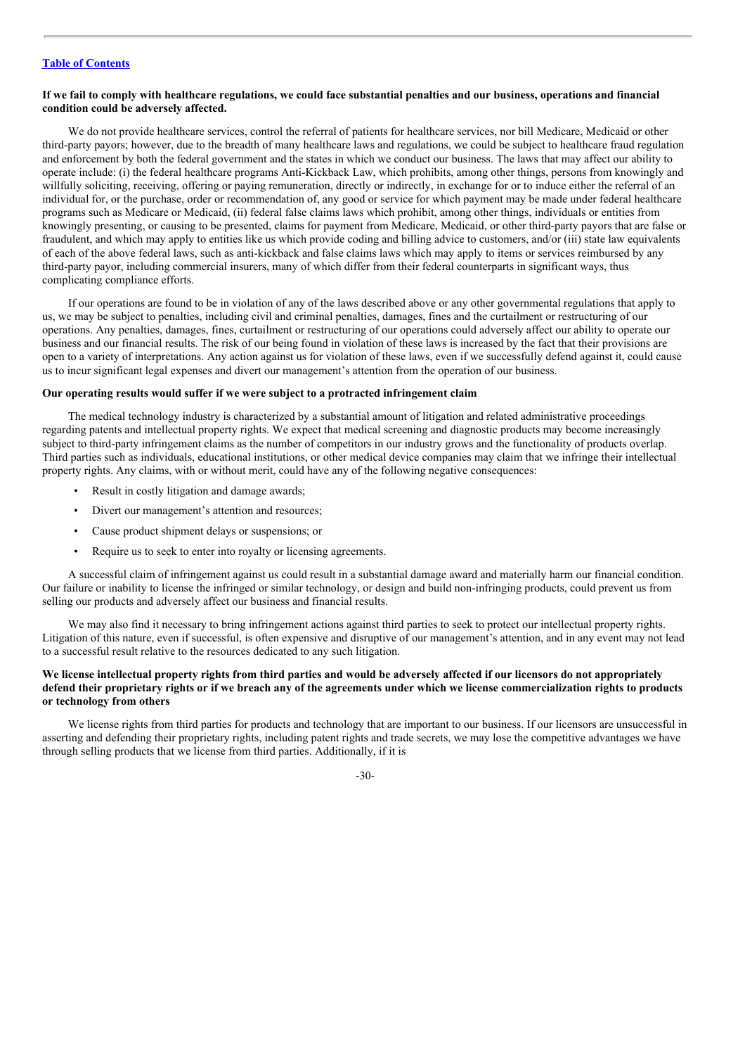**If we fail to comply with healthcare regulations, we could face substantial penalties and our business, operations and financial condition could be adversely affected.**

We do not provide healthcare services, control the referral of patients for healthcare services, nor bill Medicare, Medicaid or other third-party payors; however, due to the breadth of many healthcare laws and regulations, we could be subject to healthcare fraud regulation and enforcement by both the federal government and the states in which we conduct our business. The laws that may affect our ability to operate include: (i) the federal healthcare programs Anti-Kickback Law, which prohibits, among other things, persons from knowingly and willfully soliciting, receiving, offering or paying remuneration, directly or indirectly, in exchange for or to induce either the referral of an individual for, or the purchase, order or recommendation of, any good or service for which payment may be made under federal healthcare programs such as Medicare or Medicaid, (ii) federal false claims laws which prohibit, among other things, individuals or entities from knowingly presenting, or causing to be presented, claims for payment from Medicare, Medicaid, or other third-party payors that are false or fraudulent, and which may apply to entities like us which provide coding and billing advice to customers, and/or (iii) state law equivalents of each of the above federal laws, such as anti-kickback and false claims laws which may apply to items or services reimbursed by any third-party payor, including commercial insurers, many of which differ from their federal counterparts in significant ways, thus complicating compliance efforts.

If our operations are found to be in violation of any of the laws described above or any other governmental regulations that apply to us, we may be subject to penalties, including civil and criminal penalties, damages, fines and the curtailment or restructuring of our operations. Any penalties, damages, fines, curtailment or restructuring of our operations could adversely affect our ability to operate our business and our financial results. The risk of our being found in violation of these laws is increased by the fact that their provisions are open to a variety of interpretations. Any action against us for violation of these laws, even if we successfully defend against it, could cause us to incur significant legal expenses and divert our management's attention from the operation of our business.

**Our operating results would suffer if we were subject to a protracted infringement claim**

The medical technology industry is characterized by a substantial amount of litigation and related administrative proceedings regarding patents and intellectual property rights. We expect that medical screening and diagnostic products may become increasingly subject to third-party infringement claims as the number of competitors in our industry grows and the functionality of products overlap. Third parties such as individuals, educational institutions, or other medical device companies may claim that we infringe their intellectual property rights. Any claims, with or without merit, could have any of the following negative consequences:

- Result in costly litigation and damage awards;
- Divert our management's attention and resources;
- Cause product shipment delays or suspensions; or
- Require us to seek to enter into royalty or licensing agreements.

A successful claim of infringement against us could result in a substantial damage award and materially harm our financial condition. Our failure or inability to license the infringed or similar technology, or design and build non-infringing products, could prevent us from selling our products and adversely affect our business and financial results.

We may also find it necessary to bring infringement actions against third parties to seek to protect our intellectual property rights. Litigation of this nature, even if successful, is often expensive and disruptive of our management's attention, and in any event may not lead to a successful result relative to the resources dedicated to any such litigation.

**We license intellectual property rights from third parties and would be adversely affected if our licensors do not appropriately defend their proprietary rights or if we breach any of the agreements under which we license commercialization rights to products or technology from others**

We license rights from third parties for products and technology that are important to our business. If our licensors are unsuccessful in asserting and defending their proprietary rights, including patent rights and trade secrets, we may lose the competitive advantages we have through selling products that we license from third parties. Additionally, if it is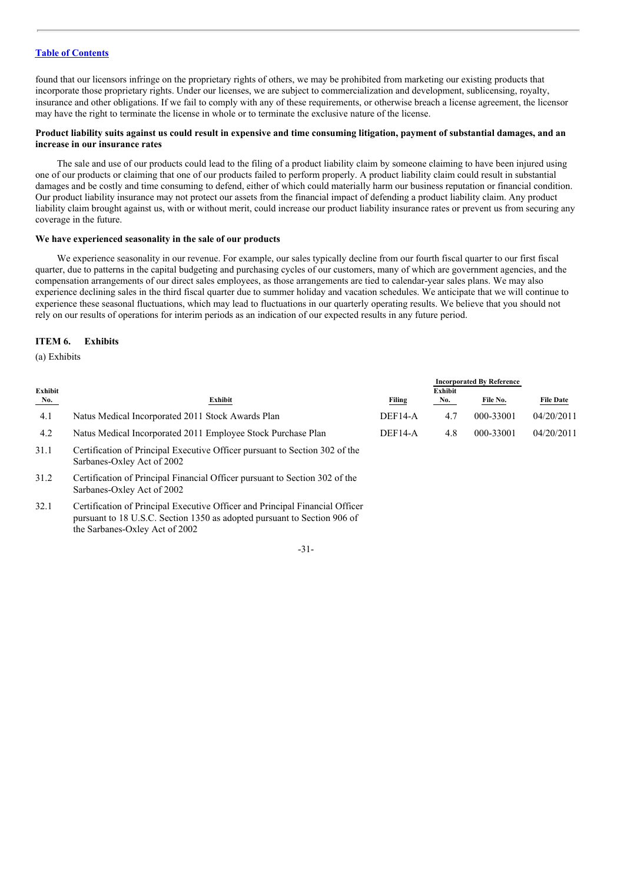[Table of Contents](#)

found that our licensors infringe on the proprietary rights of others, we may be prohibited from marketing our existing products that incorporate those proprietary rights. Under our licenses, we are subject to commercialization and development, sublicensing, royalty, insurance and other obligations. If we fail to comply with any of these requirements, or otherwise breach a license agreement, the licensor may have the right to terminate the license in whole or to terminate the exclusive nature of the license.

**Product liability suits against us could result in expensive and time consuming litigation, payment of substantial damages, and an increase in our insurance rates**

The sale and use of our products could lead to the filing of a product liability claim by someone claiming to have been injured using one of our products or claiming that one of our products failed to perform properly. A product liability claim could result in substantial damages and be costly and time consuming to defend, either of which could materially harm our business reputation or financial condition. Our product liability insurance may not protect our assets from the financial impact of defending a product liability claim. Any product liability claim brought against us, with or without merit, could increase our product liability insurance rates or prevent us from securing any coverage in the future.

**We have experienced seasonality in the sale of our products**

We experience seasonality in our revenue. For example, our sales typically decline from our fourth fiscal quarter to our first fiscal quarter, due to patterns in the capital budgeting and purchasing cycles of our customers, many of which are government agencies, and the compensation arrangements of our direct sales employees, as those arrangements are tied to calendar-year sales plans. We may also experience declining sales in the third fiscal quarter due to summer holiday and vacation schedules. We anticipate that we will continue to experience these seasonal fluctuations, which may lead to fluctuations in our quarterly operating results. We believe that you should not rely on our results of operations for interim periods as an indication of our expected results in any future period.

## ITEM 6. Exhibits

(a) Exhibits

| | | Incorporated By Reference | | | |
|---|---|---|---|---|---|
| Exhibit No. | Exhibit | Filing | Exhibit No. | File No. | File Date |
| 4.1 | Natus Medical Incorporated 2011 Stock Awards Plan | DEF14-A | 4.7 | 000-33001 | 04/20/2011 |
| 4.2 | Natus Medical Incorporated 2011 Employee Stock Purchase Plan | DEF14-A | 4.8 | 000-33001 | 04/20/2011 |
| 31.1 | Certification of Principal Executive Officer pursuant to Section 302 of the Sarbanes-Oxley Act of 2002 | | | | |
| 31.2 | Certification of Principal Financial Officer pursuant to Section 302 of the Sarbanes-Oxley Act of 2002 | | | | |
| 32.1 | Certification of Principal Executive Officer and Principal Financial Officer pursuant to 18 U.S.C. Section 1350 as adopted pursuant to Section 906 of the Sarbanes-Oxley Act of 2002 | | | | |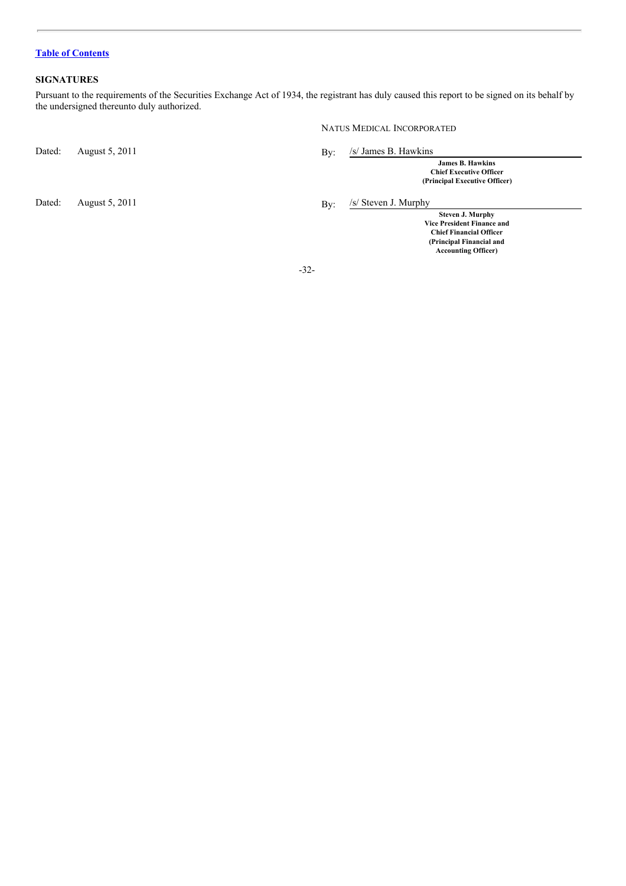[Table of Contents](#)

## SIGNATURES

Pursuant to the requirements of the Securities Exchange Act of 1934, the registrant has duly caused this report to be signed on its behalf by the undersigned thereunto duly authorized.

NATUS MEDICAL INCORPORATED

| | | | |
|---|---|---|---|
| Dated: | August 5, 2011 | By: | /s/ James B. Hawkins<br>**James B. Hawkins**<br>**Chief Executive Officer**<br>**(Principal Executive Officer)** |
| Dated: | August 5, 2011 | By: | /s/ Steven J. Murphy<br>**Steven J. Murphy**<br>**Vice President Finance and**<br>**Chief Financial Officer**<br>**(Principal Financial and**<br>**Accounting Officer)** |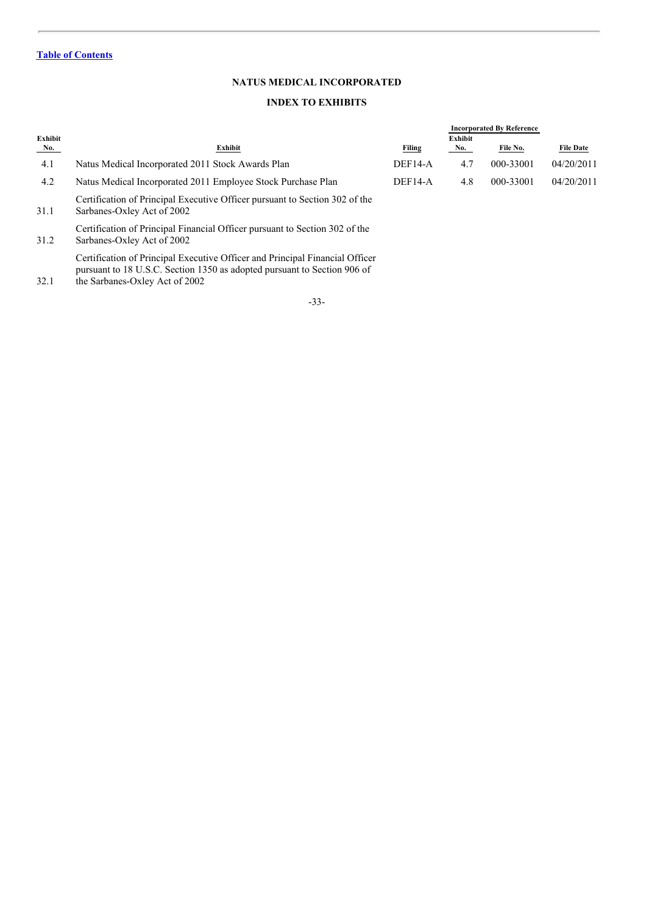[Table of Contents](#)

## NATUS MEDICAL INCORPORATED

## INDEX TO EXHIBITS

| Exhibit No. | Exhibit | Incorporated By Reference | | | |
|---|---|---|---|---|---|
| | | Filing | Exhibit No. | File No. | File Date |
| 4.1 | Natus Medical Incorporated 2011 Stock Awards Plan | DEF14-A | 4.7 | 000-33001 | 04/20/2011 |
| 4.2 | Natus Medical Incorporated 2011 Employee Stock Purchase Plan | DEF14-A | 4.8 | 000-33001 | 04/20/2011 |
| 31.1 | Certification of Principal Executive Officer pursuant to Section 302 of the Sarbanes-Oxley Act of 2002 | | | | |
| 31.2 | Certification of Principal Financial Officer pursuant to Section 302 of the Sarbanes-Oxley Act of 2002 | | | | |
| 32.1 | Certification of Principal Executive Officer and Principal Financial Officer pursuant to 18 U.S.C. Section 1350 as adopted pursuant to Section 906 of the Sarbanes-Oxley Act of 2002 | | | | |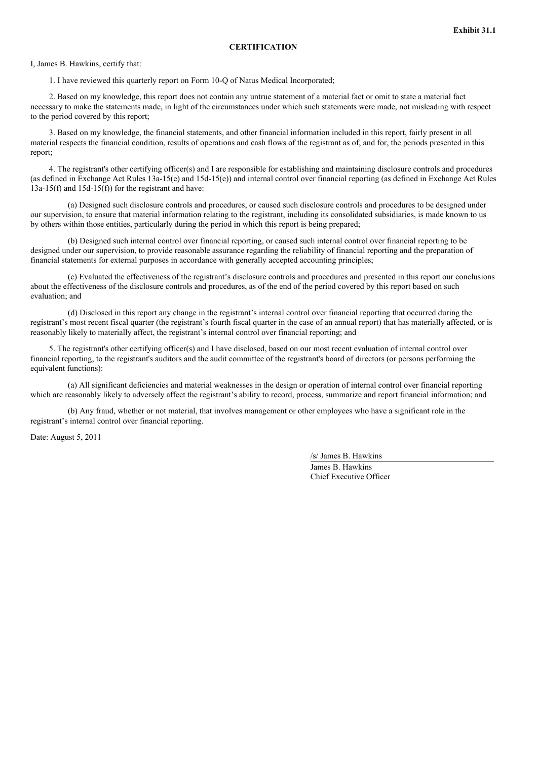**Exhibit 31.1**

**CERTIFICATION**

I, James B. Hawkins, certify that:

1. I have reviewed this quarterly report on Form 10-Q of Natus Medical Incorporated;

2. Based on my knowledge, this report does not contain any untrue statement of a material fact or omit to state a material fact necessary to make the statements made, in light of the circumstances under which such statements were made, not misleading with respect to the period covered by this report;

3. Based on my knowledge, the financial statements, and other financial information included in this report, fairly present in all material respects the financial condition, results of operations and cash flows of the registrant as of, and for, the periods presented in this report;

4. The registrant's other certifying officer(s) and I are responsible for establishing and maintaining disclosure controls and procedures (as defined in Exchange Act Rules 13a-15(e) and 15d-15(e)) and internal control over financial reporting (as defined in Exchange Act Rules 13a-15(f) and 15d-15(f)) for the registrant and have:

(a) Designed such disclosure controls and procedures, or caused such disclosure controls and procedures to be designed under our supervision, to ensure that material information relating to the registrant, including its consolidated subsidiaries, is made known to us by others within those entities, particularly during the period in which this report is being prepared;

(b) Designed such internal control over financial reporting, or caused such internal control over financial reporting to be designed under our supervision, to provide reasonable assurance regarding the reliability of financial reporting and the preparation of financial statements for external purposes in accordance with generally accepted accounting principles;

(c) Evaluated the effectiveness of the registrant's disclosure controls and procedures and presented in this report our conclusions about the effectiveness of the disclosure controls and procedures, as of the end of the period covered by this report based on such evaluation; and

(d) Disclosed in this report any change in the registrant's internal control over financial reporting that occurred during the registrant's most recent fiscal quarter (the registrant's fourth fiscal quarter in the case of an annual report) that has materially affected, or is reasonably likely to materially affect, the registrant's internal control over financial reporting; and

5. The registrant's other certifying officer(s) and I have disclosed, based on our most recent evaluation of internal control over financial reporting, to the registrant's auditors and the audit committee of the registrant's board of directors (or persons performing the equivalent functions):

(a) All significant deficiencies and material weaknesses in the design or operation of internal control over financial reporting which are reasonably likely to adversely affect the registrant's ability to record, process, summarize and report financial information; and

(b) Any fraud, whether or not material, that involves management or other employees who have a significant role in the registrant's internal control over financial reporting.

Date: August 5, 2011

/s/ James B. Hawkins

James B. Hawkins
Chief Executive Officer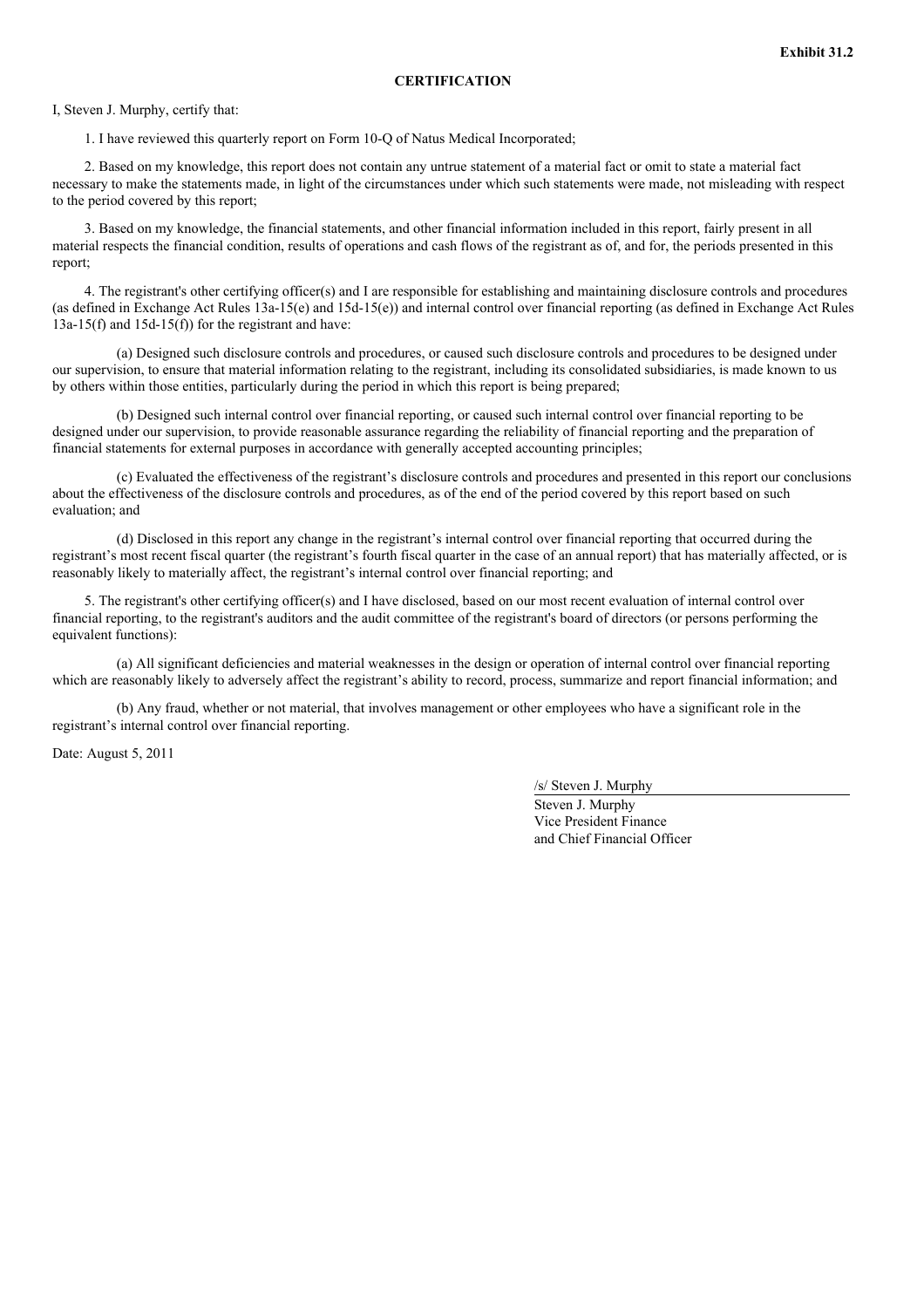**Exhibit 31.2**

**CERTIFICATION**

I, Steven J. Murphy, certify that:

1. I have reviewed this quarterly report on Form 10-Q of Natus Medical Incorporated;

2. Based on my knowledge, this report does not contain any untrue statement of a material fact or omit to state a material fact necessary to make the statements made, in light of the circumstances under which such statements were made, not misleading with respect to the period covered by this report;

3. Based on my knowledge, the financial statements, and other financial information included in this report, fairly present in all material respects the financial condition, results of operations and cash flows of the registrant as of, and for, the periods presented in this report;

4. The registrant's other certifying officer(s) and I are responsible for establishing and maintaining disclosure controls and procedures (as defined in Exchange Act Rules 13a-15(e) and 15d-15(e)) and internal control over financial reporting (as defined in Exchange Act Rules 13a-15(f) and 15d-15(f)) for the registrant and have:

(a) Designed such disclosure controls and procedures, or caused such disclosure controls and procedures to be designed under our supervision, to ensure that material information relating to the registrant, including its consolidated subsidiaries, is made known to us by others within those entities, particularly during the period in which this report is being prepared;

(b) Designed such internal control over financial reporting, or caused such internal control over financial reporting to be designed under our supervision, to provide reasonable assurance regarding the reliability of financial reporting and the preparation of financial statements for external purposes in accordance with generally accepted accounting principles;

(c) Evaluated the effectiveness of the registrant's disclosure controls and procedures and presented in this report our conclusions about the effectiveness of the disclosure controls and procedures, as of the end of the period covered by this report based on such evaluation; and

(d) Disclosed in this report any change in the registrant's internal control over financial reporting that occurred during the registrant's most recent fiscal quarter (the registrant's fourth fiscal quarter in the case of an annual report) that has materially affected, or is reasonably likely to materially affect, the registrant's internal control over financial reporting; and

5. The registrant's other certifying officer(s) and I have disclosed, based on our most recent evaluation of internal control over financial reporting, to the registrant's auditors and the audit committee of the registrant's board of directors (or persons performing the equivalent functions):

(a) All significant deficiencies and material weaknesses in the design or operation of internal control over financial reporting which are reasonably likely to adversely affect the registrant's ability to record, process, summarize and report financial information; and

(b) Any fraud, whether or not material, that involves management or other employees who have a significant role in the registrant's internal control over financial reporting.

Date: August 5, 2011

/s/ Steven J. Murphy

Steven J. Murphy
Vice President Finance
and Chief Financial Officer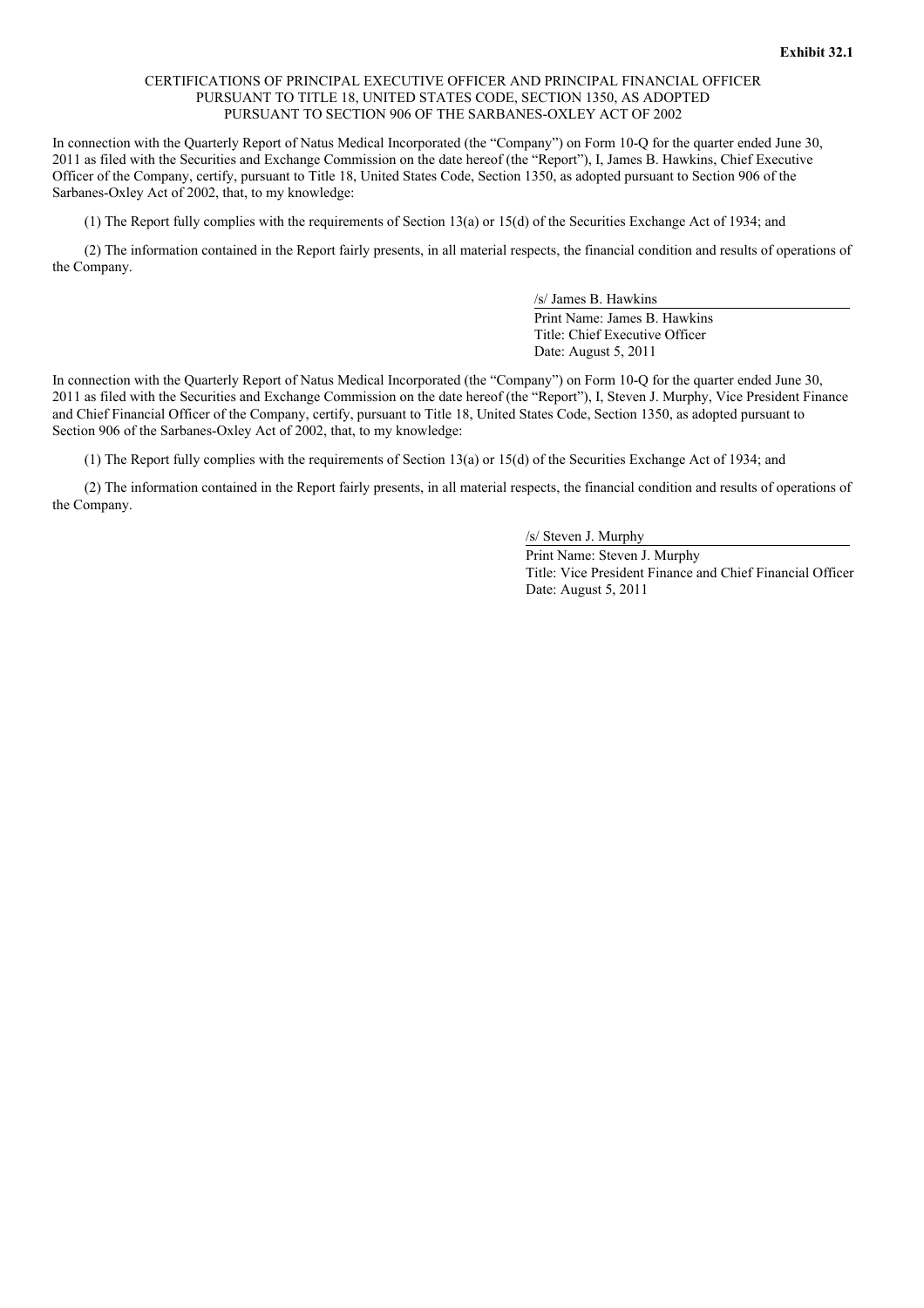**Exhibit 32.1**

CERTIFICATIONS OF PRINCIPAL EXECUTIVE OFFICER AND PRINCIPAL FINANCIAL OFFICER PURSUANT TO TITLE 18, UNITED STATES CODE, SECTION 1350, AS ADOPTED PURSUANT TO SECTION 906 OF THE SARBANES-OXLEY ACT OF 2002

In connection with the Quarterly Report of Natus Medical Incorporated (the "Company") on Form 10-Q for the quarter ended June 30, 2011 as filed with the Securities and Exchange Commission on the date hereof (the "Report"), I, James B. Hawkins, Chief Executive Officer of the Company, certify, pursuant to Title 18, United States Code, Section 1350, as adopted pursuant to Section 906 of the Sarbanes-Oxley Act of 2002, that, to my knowledge:

(1) The Report fully complies with the requirements of Section 13(a) or 15(d) of the Securities Exchange Act of 1934; and

(2) The information contained in the Report fairly presents, in all material respects, the financial condition and results of operations of the Company.

/s/ James B. Hawkins

Print Name: James B. Hawkins
Title: Chief Executive Officer
Date: August 5, 2011

In connection with the Quarterly Report of Natus Medical Incorporated (the "Company") on Form 10-Q for the quarter ended June 30, 2011 as filed with the Securities and Exchange Commission on the date hereof (the "Report"), I, Steven J. Murphy, Vice President Finance and Chief Financial Officer of the Company, certify, pursuant to Title 18, United States Code, Section 1350, as adopted pursuant to Section 906 of the Sarbanes-Oxley Act of 2002, that, to my knowledge:

(1) The Report fully complies with the requirements of Section 13(a) or 15(d) of the Securities Exchange Act of 1934; and

(2) The information contained in the Report fairly presents, in all material respects, the financial condition and results of operations of the Company.

/s/ Steven J. Murphy

Print Name: Steven J. Murphy
Title: Vice President Finance and Chief Financial Officer
Date: August 5, 2011